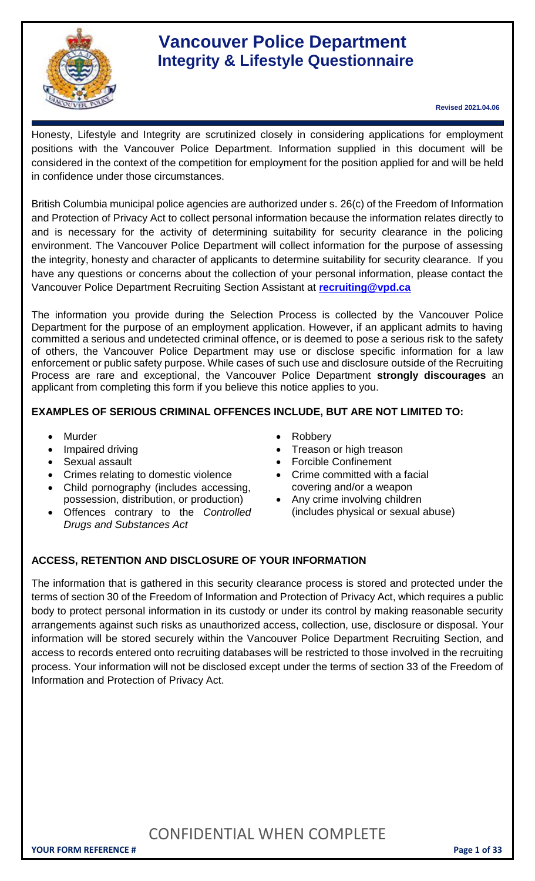# Vancouver Police Department
## Integrity & Lifestyle Questionnaire

**Revised 2021.04.06**

Honesty, Lifestyle and Integrity are scrutinized closely in considering applications for employment positions with the Vancouver Police Department. Information supplied in this document will be considered in the context of the competition for employment for the position applied for and will be held in confidence under those circumstances.

British Columbia municipal police agencies are authorized under s. 26(c) of the Freedom of Information and Protection of Privacy Act to collect personal information because the information relates directly to and is necessary for the activity of determining suitability for security clearance in the policing environment. The Vancouver Police Department will collect information for the purpose of assessing the integrity, honesty and character of applicants to determine suitability for security clearance. If you have any questions or concerns about the collection of your personal information, please contact the Vancouver Police Department Recruiting Section Assistant at **recruiting@vpd.ca**

The information you provide during the Selection Process is collected by the Vancouver Police Department for the purpose of an employment application. However, if an applicant admits to having committed a serious and undetected criminal offence, or is deemed to pose a serious risk to the safety of others, the Vancouver Police Department may use or disclose specific information for a law enforcement or public safety purpose. While cases of such use and disclosure outside of the Recruiting Process are rare and exceptional, the Vancouver Police Department **strongly discourages** an applicant from completing this form if you believe this notice applies to you.

### EXAMPLES OF SERIOUS CRIMINAL OFFENCES INCLUDE, BUT ARE NOT LIMITED TO:

- Murder
- Impaired driving
- Sexual assault
- Crimes relating to domestic violence
- Child pornography (includes accessing, possession, distribution, or production)
- Offences contrary to the *Controlled Drugs and Substances Act*
- Robbery
- Treason or high treason
- Forcible Confinement
- Crime committed with a facial covering and/or a weapon
- Any crime involving children (includes physical or sexual abuse)

### ACCESS, RETENTION AND DISCLOSURE OF YOUR INFORMATION

The information that is gathered in this security clearance process is stored and protected under the terms of section 30 of the Freedom of Information and Protection of Privacy Act, which requires a public body to protect personal information in its custody or under its control by making reasonable security arrangements against such risks as unauthorized access, collection, use, disclosure or disposal. Your information will be stored securely within the Vancouver Police Department Recruiting Section, and access to records entered onto recruiting databases will be restricted to those involved in the recruiting process. Your information will not be disclosed except under the terms of section 33 of the Freedom of Information and Protection of Privacy Act.

CONFIDENTIAL WHEN COMPLETE

**YOUR FORM REFERENCE #**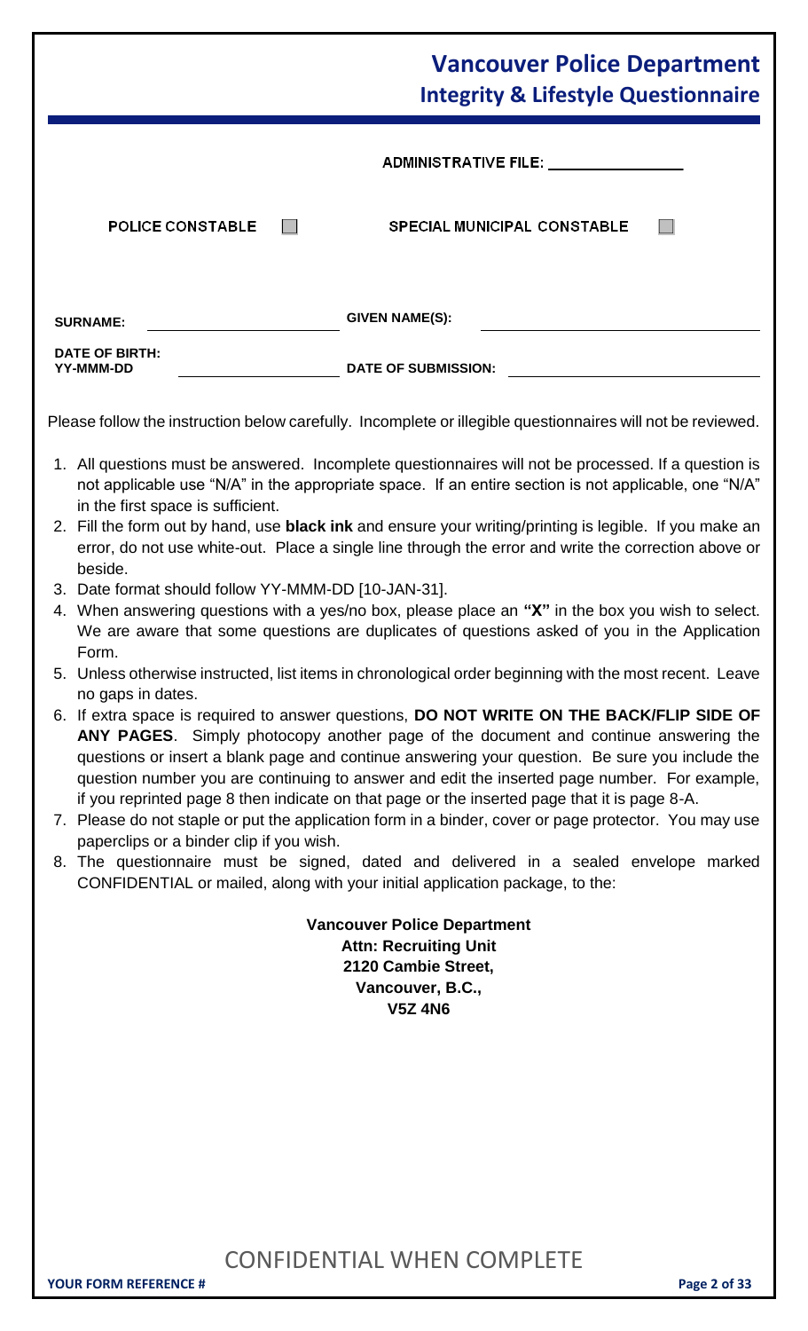# Vancouver Police Department
## Integrity & Lifestyle Questionnaire

ADMINISTRATIVE FILE: ________________

POLICE CONSTABLE ☐  SPECIAL MUNICIPAL CONSTABLE ☐

| | | | |
|---|---|---|---|
| **SURNAME:** | | **GIVEN NAME(S):** | |
| **DATE OF BIRTH: YY-MMM-DD** | | **DATE OF SUBMISSION:** | |

Please follow the instruction below carefully. Incomplete or illegible questionnaires will not be reviewed.

1. All questions must be answered. Incomplete questionnaires will not be processed. If a question is not applicable use "N/A" in the appropriate space. If an entire section is not applicable, one "N/A" in the first space is sufficient.
2. Fill the form out by hand, use **black ink** and ensure your writing/printing is legible. If you make an error, do not use white-out. Place a single line through the error and write the correction above or beside.
3. Date format should follow YY-MMM-DD [10-JAN-31].
4. When answering questions with a yes/no box, please place an **"X"** in the box you wish to select. We are aware that some questions are duplicates of questions asked of you in the Application Form.
5. Unless otherwise instructed, list items in chronological order beginning with the most recent. Leave no gaps in dates.
6. If extra space is required to answer questions, **DO NOT WRITE ON THE BACK/FLIP SIDE OF ANY PAGES**. Simply photocopy another page of the document and continue answering the questions or insert a blank page and continue answering your question. Be sure you include the question number you are continuing to answer and edit the inserted page number. For example, if you reprinted page 8 then indicate on that page or the inserted page that it is page 8-A.
7. Please do not staple or put the application form in a binder, cover or page protector. You may use paperclips or a binder clip if you wish.
8. The questionnaire must be signed, dated and delivered in a sealed envelope marked CONFIDENTIAL or mailed, along with your initial application package, to the:

**Vancouver Police Department**
**Attn: Recruiting Unit**
**2120 Cambie Street,**
**Vancouver, B.C.,**
**V5Z 4N6**

CONFIDENTIAL WHEN COMPLETE

**YOUR FORM REFERENCE #**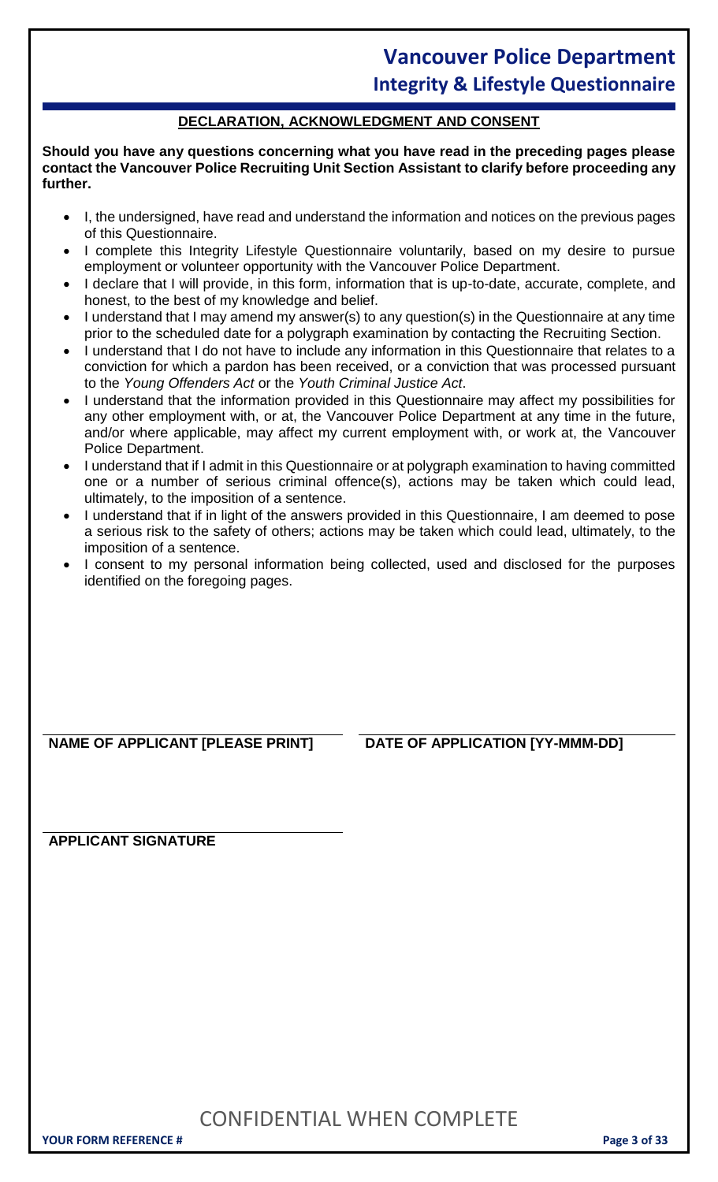## DECLARATION, ACKNOWLEDGMENT AND CONSENT

**Should you have any questions concerning what you have read in the preceding pages please contact the Vancouver Police Recruiting Unit Section Assistant to clarify before proceeding any further.**

- I, the undersigned, have read and understand the information and notices on the previous pages of this Questionnaire.
- I complete this Integrity Lifestyle Questionnaire voluntarily, based on my desire to pursue employment or volunteer opportunity with the Vancouver Police Department.
- I declare that I will provide, in this form, information that is up-to-date, accurate, complete, and honest, to the best of my knowledge and belief.
- I understand that I may amend my answer(s) to any question(s) in the Questionnaire at any time prior to the scheduled date for a polygraph examination by contacting the Recruiting Section.
- I understand that I do not have to include any information in this Questionnaire that relates to a conviction for which a pardon has been received, or a conviction that was processed pursuant to the *Young Offenders Act* or the *Youth Criminal Justice Act*.
- I understand that the information provided in this Questionnaire may affect my possibilities for any other employment with, or at, the Vancouver Police Department at any time in the future, and/or where applicable, may affect my current employment with, or work at, the Vancouver Police Department.
- I understand that if I admit in this Questionnaire or at polygraph examination to having committed one or a number of serious criminal offence(s), actions may be taken which could lead, ultimately, to the imposition of a sentence.
- I understand that if in light of the answers provided in this Questionnaire, I am deemed to pose a serious risk to the safety of others; actions may be taken which could lead, ultimately, to the imposition of a sentence.
- I consent to my personal information being collected, used and disclosed for the purposes identified on the foregoing pages.

| **NAME OF APPLICANT [PLEASE PRINT]** | **DATE OF APPLICATION [YY-MMM-DD]** |
|---|---|

**APPLICANT SIGNATURE**

CONFIDENTIAL WHEN COMPLETE

**YOUR FORM REFERENCE #**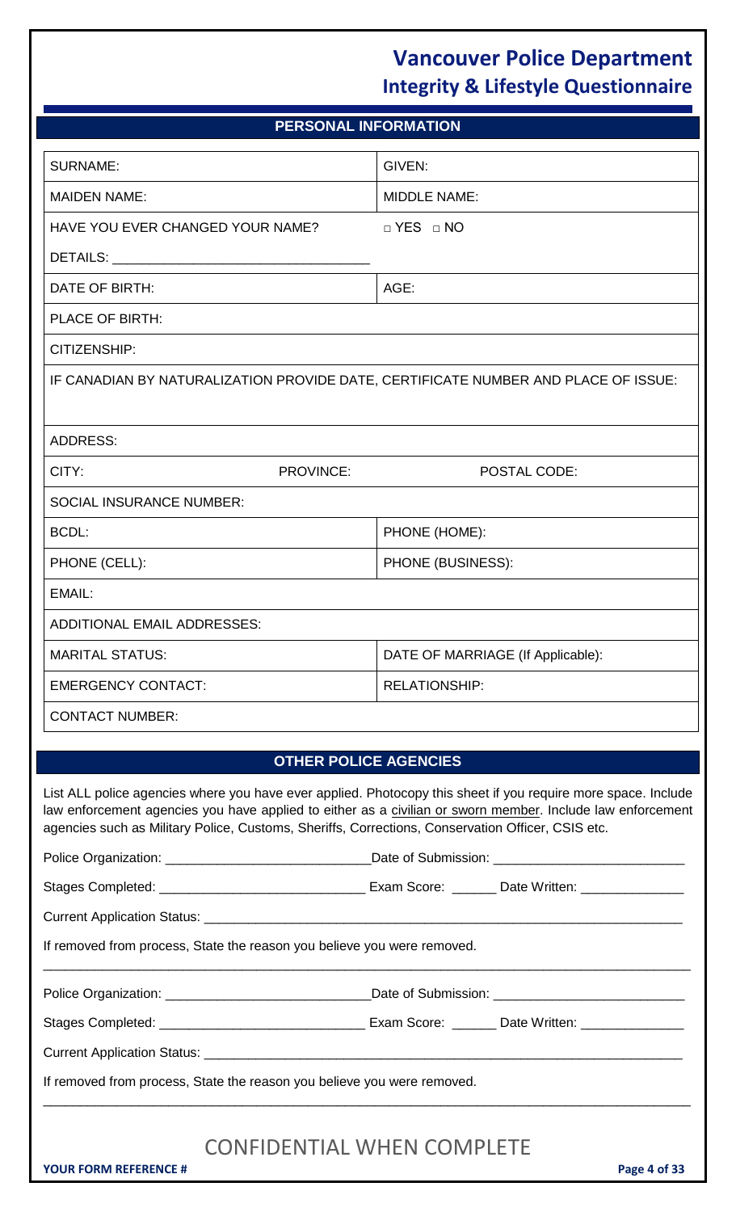# Vancouver Police Department
## Integrity & Lifestyle Questionnaire

### PERSONAL INFORMATION

| | |
|---|---|
| SURNAME: | GIVEN: |
| MAIDEN NAME: | MIDDLE NAME: |
| HAVE YOU EVER CHANGED YOUR NAME? | □ YES □ NO |
| DETAILS: ___________________________________ | |
| DATE OF BIRTH: | AGE: |
| PLACE OF BIRTH: | |
| CITIZENSHIP: | |
| IF CANADIAN BY NATURALIZATION PROVIDE DATE, CERTIFICATE NUMBER AND PLACE OF ISSUE: | |
| ADDRESS: | |
| CITY: PROVINCE: | POSTAL CODE: |
| SOCIAL INSURANCE NUMBER: | |
| BCDL: | PHONE (HOME): |
| PHONE (CELL): | PHONE (BUSINESS): |
| EMAIL: | |
| ADDITIONAL EMAIL ADDRESSES: | |
| MARITAL STATUS: | DATE OF MARRIAGE (If Applicable): |
| EMERGENCY CONTACT: | RELATIONSHIP: |
| CONTACT NUMBER: | |

### OTHER POLICE AGENCIES

List ALL police agencies where you have ever applied. Photocopy this sheet if you require more space. Include law enforcement agencies you have applied to either as a civilian or sworn member. Include law enforcement agencies such as Military Police, Customs, Sheriffs, Corrections, Conservation Officer, CSIS etc.

Police Organization: ____________________________ Date of Submission: __________________________

Stages Completed: ____________________________ Exam Score: ______ Date Written: ______________

Current Application Status: ___________________________________________________________________

If removed from process, State the reason you believe you were removed.

_____________________________________________________________________________________________

Police Organization: ____________________________ Date of Submission: __________________________

Stages Completed: ____________________________ Exam Score: ______ Date Written: ______________

Current Application Status: ___________________________________________________________________

If removed from process, State the reason you believe you were removed.

_____________________________________________________________________________________________

CONFIDENTIAL WHEN COMPLETE

**YOUR FORM REFERENCE #**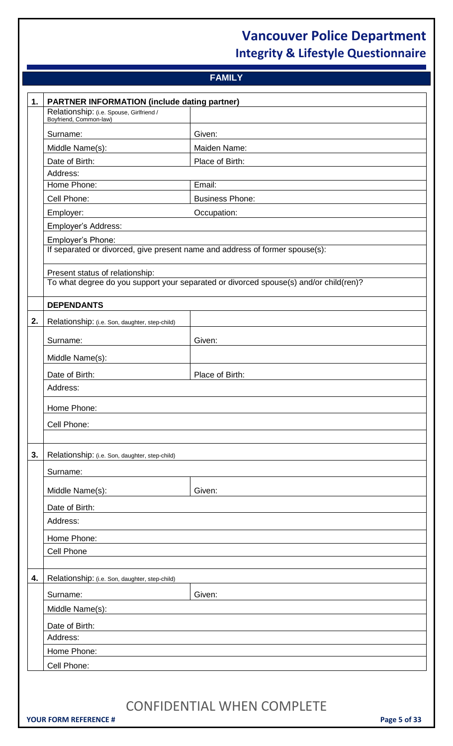# Vancouver Police Department
## Integrity & Lifestyle Questionnaire

## FAMILY

| | | |
|---|---|---|
| **1.** | **PARTNER INFORMATION (include dating partner)** | |
| | Relationship: (i.e. Spouse, Girlfriend / Boyfriend, Common-law) | |
| | Surname: | Given: |
| | Middle Name(s): | Maiden Name: |
| | Date of Birth: | Place of Birth: |
| | Address: | |
| | Home Phone: | Email: |
| | Cell Phone: | Business Phone: |
| | Employer: | Occupation: |
| | Employer's Address: | |
| | Employer's Phone: | |
| | If separated or divorced, give present name and address of former spouse(s): | |
| | Present status of relationship: | |
| | To what degree do you support your separated or divorced spouse(s) and/or child(ren)? | |
| | **DEPENDANTS** | |
| **2.** | Relationship: (i.e. Son, daughter, step-child) | |
| | Surname: | Given: |
| | Middle Name(s): | |
| | Date of Birth: | Place of Birth: |
| | Address: | |
| | Home Phone: | |
| | Cell Phone: | |
| **3.** | Relationship: (i.e. Son, daughter, step-child) | |
| | Surname: | |
| | Middle Name(s): | Given: |
| | Date of Birth: | |
| | Address: | |
| | Home Phone: | |
| | Cell Phone | |
| **4.** | Relationship: (i.e. Son, daughter, step-child) | |
| | Surname: | Given: |
| | Middle Name(s): | |
| | Date of Birth: | |
| | Address: | |
| | Home Phone: | |
| | Cell Phone: | |

CONFIDENTIAL WHEN COMPLETE

**YOUR FORM REFERENCE #**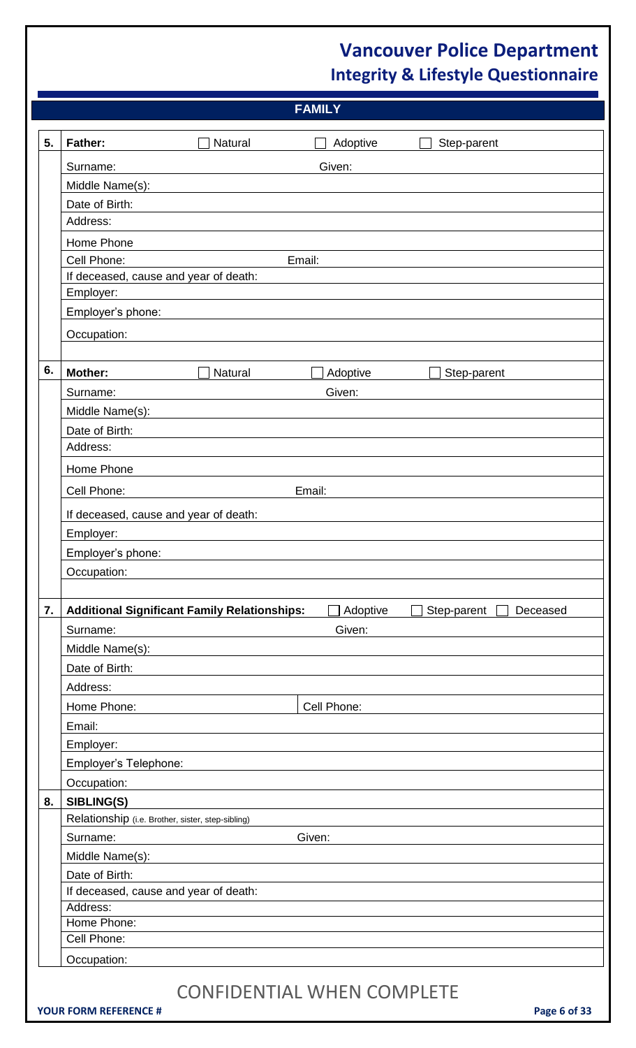## FAMILY

**5. Father:** ☐ Natural ☐ Adoptive ☐ Step-parent

Surname: Given:

Middle Name(s):

Date of Birth:

Address:

Home Phone

Cell Phone: Email:

If deceased, cause and year of death:

Employer:

Employer's phone:

Occupation:

**6. Mother:** ☐ Natural ☐ Adoptive ☐ Step-parent

Surname: Given:

Middle Name(s):

Date of Birth:

Address:

Home Phone

Cell Phone: Email:

If deceased, cause and year of death:

Employer:

Employer's phone:

Occupation:

**7. Additional Significant Family Relationships:** ☐ Adoptive ☐ Step-parent ☐ Deceased

Surname: Given:

Middle Name(s):

Date of Birth:

Address:

Home Phone: Cell Phone:

Email:

Employer:

Employer's Telephone:

Occupation:

**8. SIBLING(S)**

Relationship (i.e. Brother, sister, step-sibling)

Surname: Given:

Middle Name(s):

Date of Birth:

If deceased, cause and year of death:

Address:

Home Phone:

Cell Phone:

Occupation:

CONFIDENTIAL WHEN COMPLETE

**YOUR FORM REFERENCE #**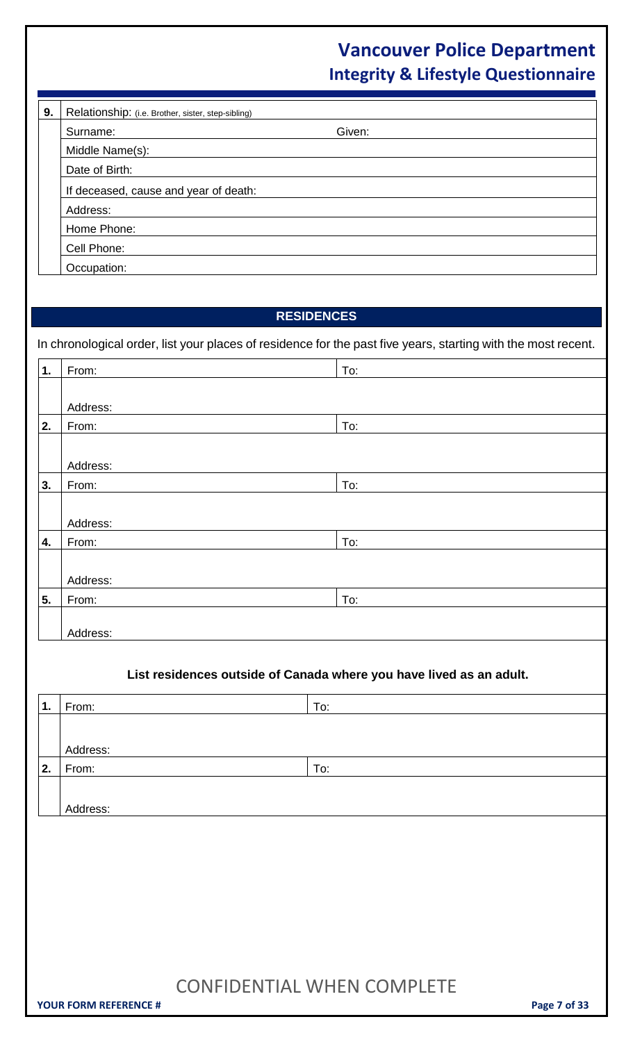| 9. | Relationship: (i.e. Brother, sister, step-sibling) | |
|---|---|---|
| | Surname: | Given: |
| | Middle Name(s): | |
| | Date of Birth: | |
| | If deceased, cause and year of death: | |
| | Address: | |
| | Home Phone: | |
| | Cell Phone: | |
| | Occupation: | |

## RESIDENCES

In chronological order, list your places of residence for the past five years, starting with the most recent.

| | | |
|---|---|---|
| 1. | From: | To: |
| | Address: | |
| 2. | From: | To: |
| | Address: | |
| 3. | From: | To: |
| | Address: | |
| 4. | From: | To: |
| | Address: | |
| 5. | From: | To: |
| | Address: | |

**List residences outside of Canada where you have lived as an adult.**

| | | |
|---|---|---|
| 1. | From: | To: |
| | Address: | |
| 2. | From: | To: |
| | Address: | |

CONFIDENTIAL WHEN COMPLETE

**YOUR FORM REFERENCE #**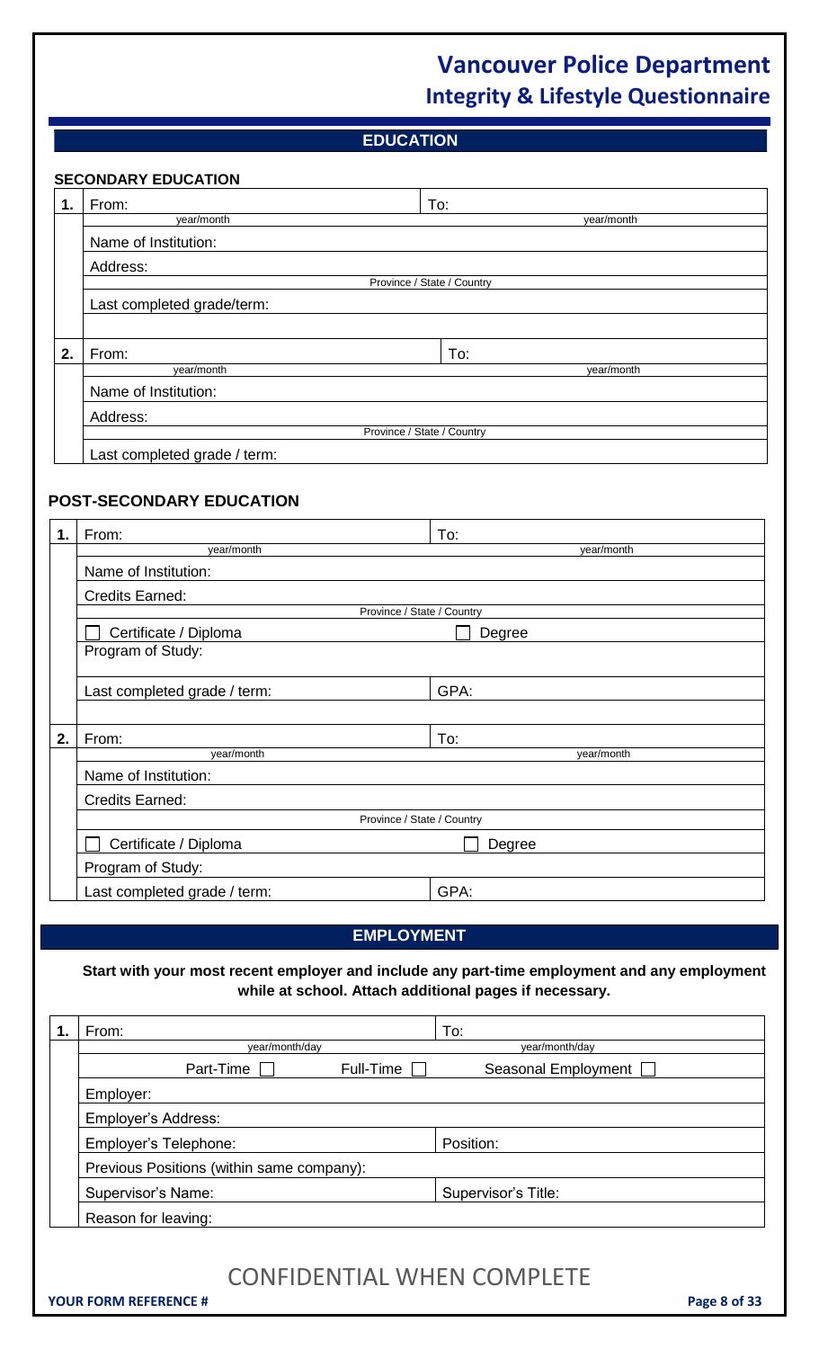# Vancouver Police Department
## Integrity & Lifestyle Questionnaire

## EDUCATION

### SECONDARY EDUCATION

| | | |
|---|---|---|
| **1.** | From: | To: |
| | year/month | year/month |
| | Name of Institution: | |
| | Address: | |
| | Province / State / Country | |
| | Last completed grade/term: | |
| **2.** | From: | To: |
| | year/month | year/month |
| | Name of Institution: | |
| | Address: | |
| | Province / State / Country | |
| | Last completed grade / term: | |

### POST-SECONDARY EDUCATION

| | | |
|---|---|---|
| **1.** | From: | To: |
| | year/month | year/month |
| | Name of Institution: | |
| | Credits Earned: | |
| | Province / State / Country | |
| | ☐ Certificate / Diploma | ☐ Degree |
| | Program of Study: | |
| | Last completed grade / term: | GPA: |
| **2.** | From: | To: |
| | year/month | year/month |
| | Name of Institution: | |
| | Credits Earned: | |
| | Province / State / Country | |
| | ☐ Certificate / Diploma | ☐ Degree |
| | Program of Study: | |
| | Last completed grade / term: | GPA: |

## EMPLOYMENT

**Start with your most recent employer and include any part-time employment and any employment while at school. Attach additional pages if necessary.**

| | | |
|---|---|---|
| **1.** | From: | To: |
| | year/month/day | year/month/day |
| | Part-Time ☐ Full-Time ☐ | Seasonal Employment ☐ |
| | Employer: | |
| | Employer's Address: | |
| | Employer's Telephone: | Position: |
| | Previous Positions (within same company): | |
| | Supervisor's Name: | Supervisor's Title: |
| | Reason for leaving: | |

CONFIDENTIAL WHEN COMPLETE

**YOUR FORM REFERENCE #**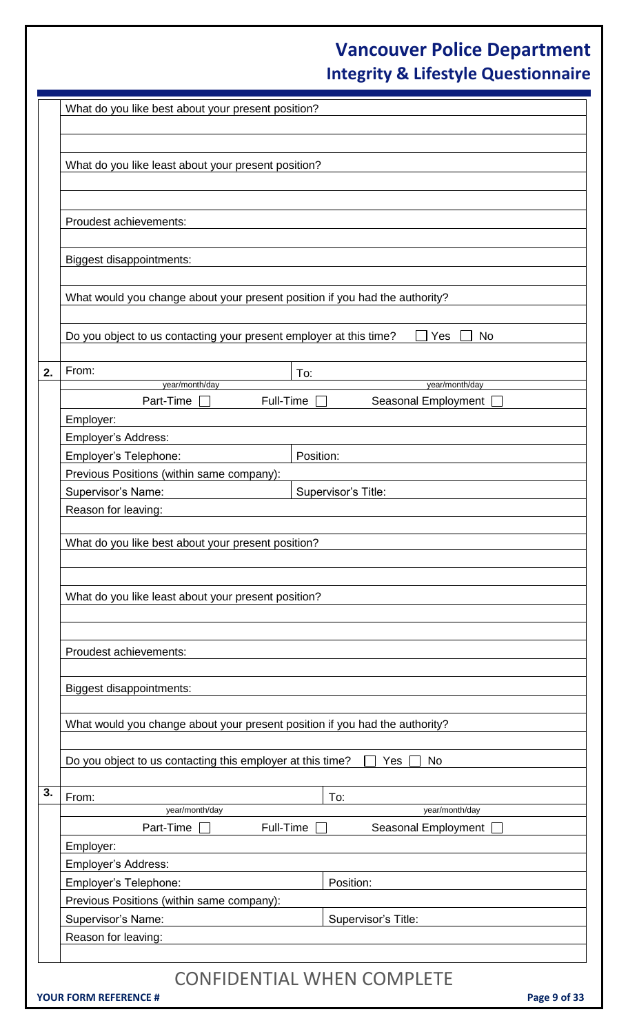What do you like best about your present position?

What do you like least about your present position?

Proudest achievements:

Biggest disappointments:

What would you change about your present position if you had the authority?

Do you object to us contacting your present employer at this time? ☐ Yes ☐ No

**2.**

| From: (year/month/day) | To: (year/month/day) |
|---|---|
| Part-Time ☐ Full-Time ☐ Seasonal Employment ☐ | |
| Employer: | |
| Employer's Address: | |
| Employer's Telephone: | Position: |
| Previous Positions (within same company): | |
| Supervisor's Name: | Supervisor's Title: |
| Reason for leaving: | |

What do you like best about your present position?

What do you like least about your present position?

Proudest achievements:

Biggest disappointments:

What would you change about your present position if you had the authority?

Do you object to us contacting this employer at this time? ☐ Yes ☐ No

**3.**

| From: (year/month/day) | To: (year/month/day) |
|---|---|
| Part-Time ☐ Full-Time ☐ Seasonal Employment ☐ | |
| Employer: | |
| Employer's Address: | |
| Employer's Telephone: | Position: |
| Previous Positions (within same company): | |
| Supervisor's Name: | Supervisor's Title: |
| Reason for leaving: | |

CONFIDENTIAL WHEN COMPLETE

**YOUR FORM REFERENCE #**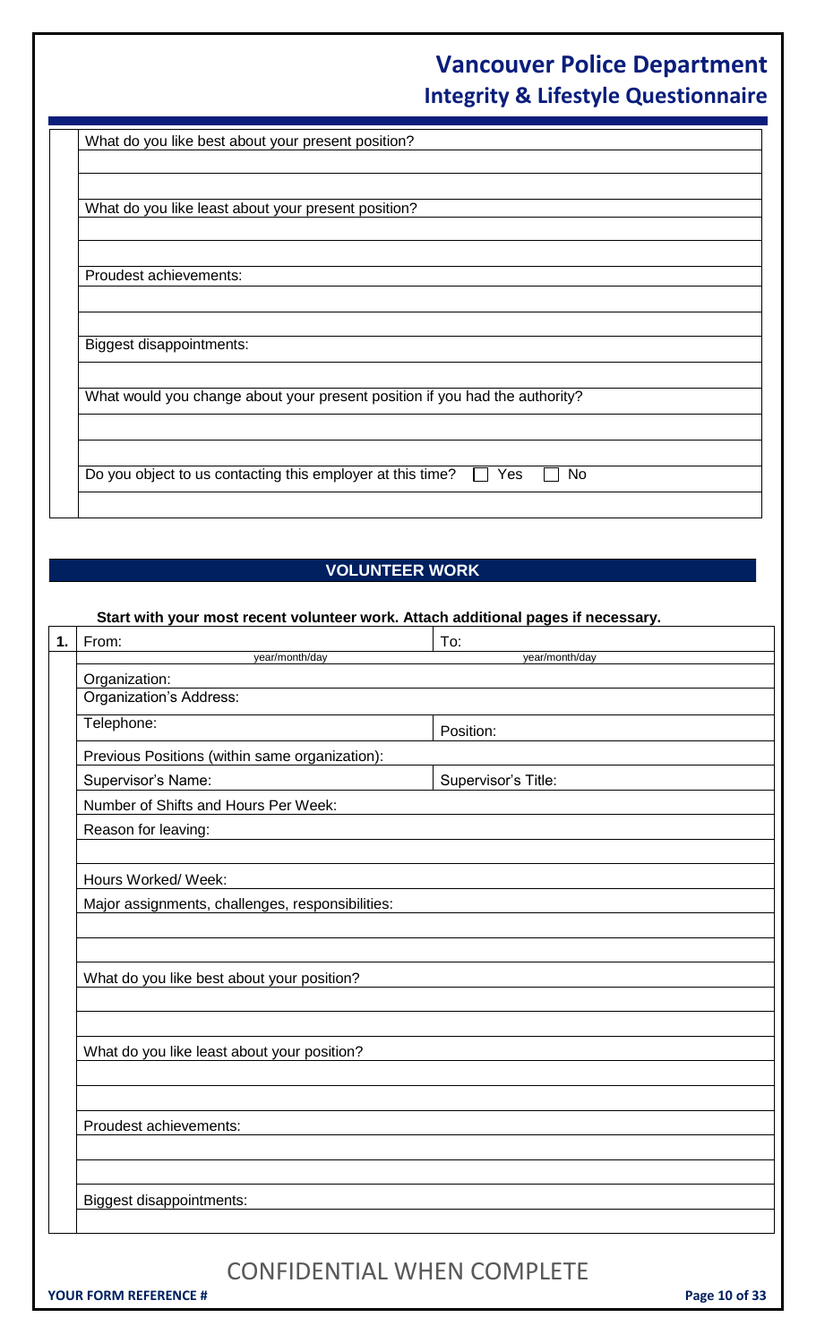What do you like best about your present position?

What do you like least about your present position?

Proudest achievements:

Biggest disappointments:

What would you change about your present position if you had the authority?

Do you object to us contacting this employer at this time? ☐ Yes ☐ No

## VOLUNTEER WORK

**Start with your most recent volunteer work. Attach additional pages if necessary.**

**1.**

| From: (year/month/day) | To: (year/month/day) |
| --- | --- |
| Organization: | |
| Organization's Address: | |
| Telephone: | Position: |
| Previous Positions (within same organization): | |
| Supervisor's Name: | Supervisor's Title: |
| Number of Shifts and Hours Per Week: | |
| Reason for leaving: | |

Hours Worked/ Week:

Major assignments, challenges, responsibilities:

What do you like best about your position?

What do you like least about your position?

Proudest achievements:

Biggest disappointments:

CONFIDENTIAL WHEN COMPLETE

YOUR FORM REFERENCE #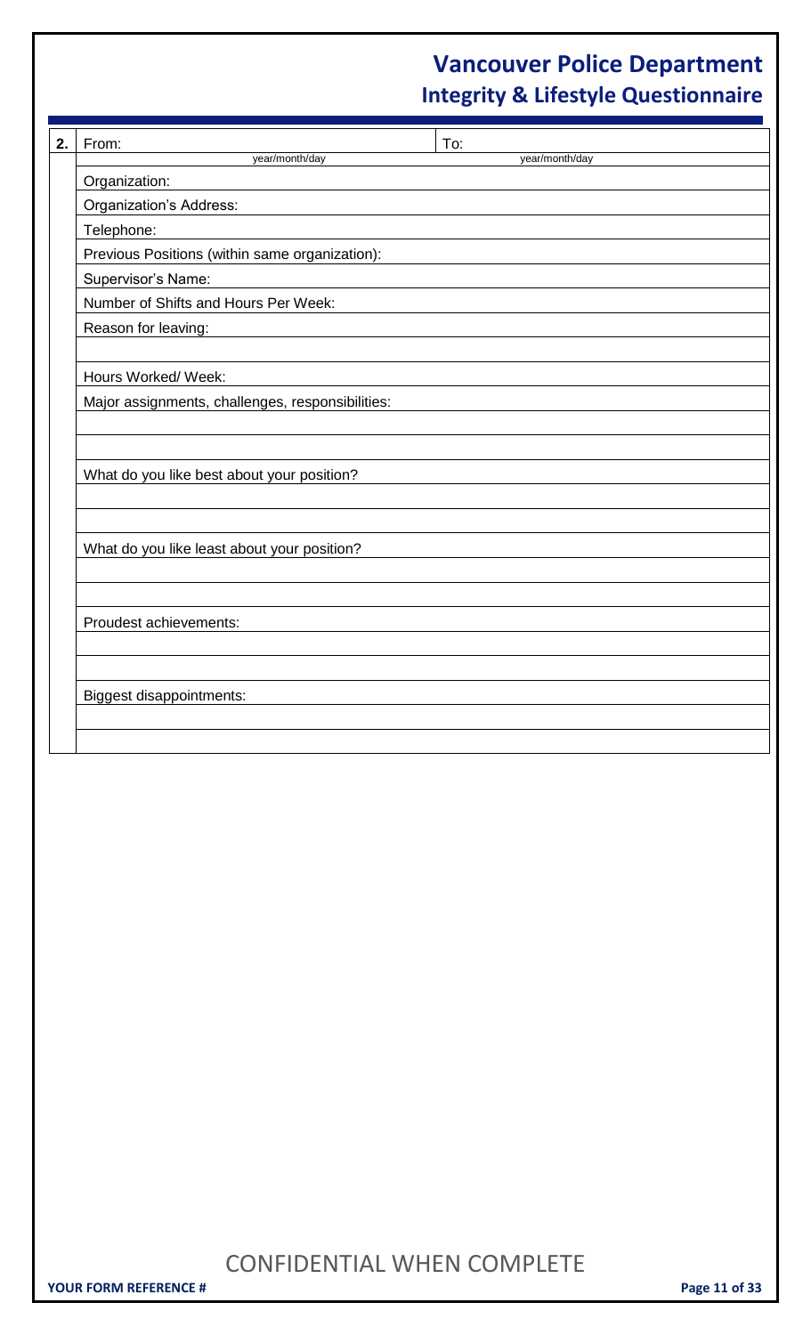**2.**

| From: | To: |
|---|---|
| year/month/day | year/month/day |

Organization:

Organization's Address:

Telephone:

Previous Positions (within same organization):

Supervisor's Name:

Number of Shifts and Hours Per Week:

Reason for leaving:

Hours Worked/ Week:

Major assignments, challenges, responsibilities:

What do you like best about your position?

What do you like least about your position?

Proudest achievements:

Biggest disappointments:

CONFIDENTIAL WHEN COMPLETE

**YOUR FORM REFERENCE #**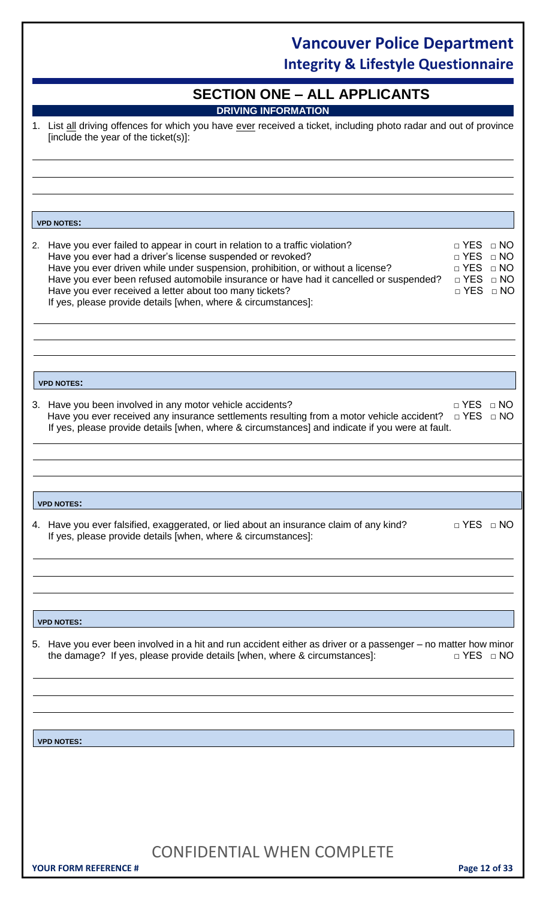## SECTION ONE – ALL APPLICANTS

### DRIVING INFORMATION

1. List all driving offences for which you have ever received a ticket, including photo radar and out of province [include the year of the ticket(s)]:

**VPD NOTES:**

2. Have you ever failed to appear in court in relation to a traffic violation? □ YES □ NO
   Have you ever had a driver's license suspended or revoked? □ YES □ NO
   Have you ever driven while under suspension, prohibition, or without a license? □ YES □ NO
   Have you ever been refused automobile insurance or have had it cancelled or suspended? □ YES □ NO
   Have you ever received a letter about too many tickets? □ YES □ NO
   If yes, please provide details [when, where & circumstances]:

**VPD NOTES:**

3. Have you been involved in any motor vehicle accidents? □ YES □ NO
   Have you ever received any insurance settlements resulting from a motor vehicle accident? □ YES □ NO
   If yes, please provide details [when, where & circumstances] and indicate if you were at fault.

**VPD NOTES:**

4. Have you ever falsified, exaggerated, or lied about an insurance claim of any kind? □ YES □ NO
   If yes, please provide details [when, where & circumstances]:

**VPD NOTES:**

5. Have you ever been involved in a hit and run accident either as driver or a passenger – no matter how minor the damage? If yes, please provide details [when, where & circumstances]: □ YES □ NO

**VPD NOTES:**

CONFIDENTIAL WHEN COMPLETE

**YOUR FORM REFERENCE #**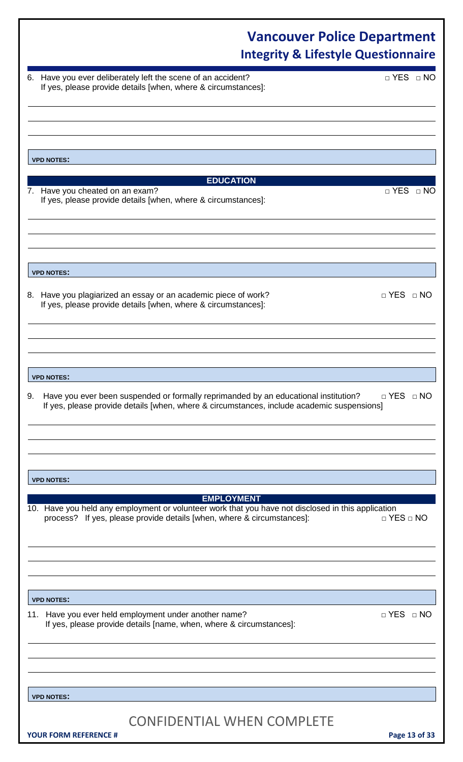6. Have you ever deliberately left the scene of an accident? □ YES □ NO
   If yes, please provide details [when, where & circumstances]:

**VPD NOTES:**

## EDUCATION

7. Have you cheated on an exam? □ YES □ NO
   If yes, please provide details [when, where & circumstances]:

**VPD NOTES:**

8. Have you plagiarized an essay or an academic piece of work? □ YES □ NO
   If yes, please provide details [when, where & circumstances]:

**VPD NOTES:**

9. Have you ever been suspended or formally reprimanded by an educational institution? □ YES □ NO
   If yes, please provide details [when, where & circumstances, include academic suspensions]

**VPD NOTES:**

## EMPLOYMENT

10. Have you held any employment or volunteer work that you have not disclosed in this application process? If yes, please provide details [when, where & circumstances]: □ YES □ NO

**VPD NOTES:**

11. Have you ever held employment under another name? □ YES □ NO
    If yes, please provide details [name, when, where & circumstances]:

**VPD NOTES:**

CONFIDENTIAL WHEN COMPLETE

**YOUR FORM REFERENCE #**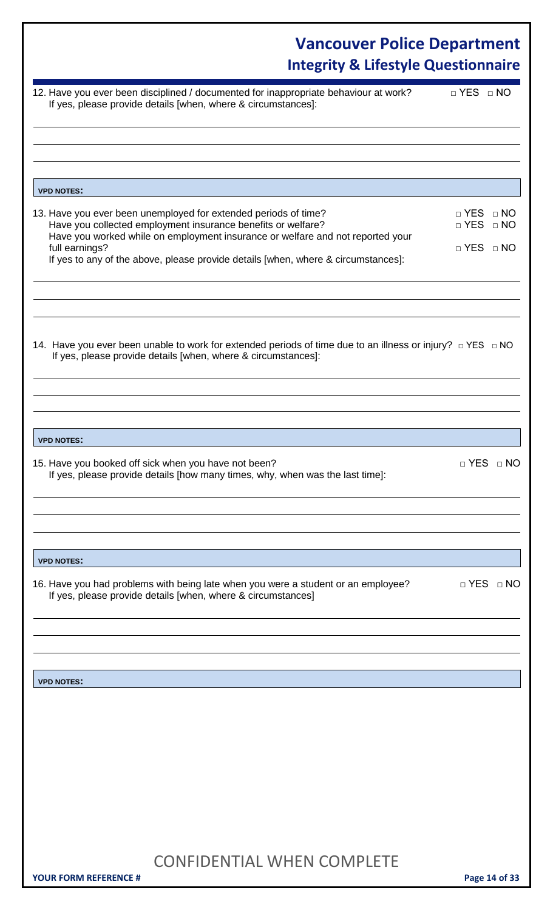12. Have you ever been disciplined / documented for inappropriate behaviour at work? □ YES □ NO
If yes, please provide details [when, where & circumstances]:

**VPD NOTES:**

13. Have you ever been unemployed for extended periods of time? □ YES □ NO
Have you collected employment insurance benefits or welfare? □ YES □ NO
Have you worked while on employment insurance or welfare and not reported your full earnings? □ YES □ NO
If yes to any of the above, please provide details [when, where & circumstances]:

14. Have you ever been unable to work for extended periods of time due to an illness or injury? □ YES □ NO
If yes, please provide details [when, where & circumstances]:

**VPD NOTES:**

15. Have you booked off sick when you have not been? □ YES □ NO
If yes, please provide details [how many times, why, when was the last time]:

**VPD NOTES:**

16. Have you had problems with being late when you were a student or an employee? □ YES □ NO
If yes, please provide details [when, where & circumstances]

**VPD NOTES:**

CONFIDENTIAL WHEN COMPLETE

**YOUR FORM REFERENCE #**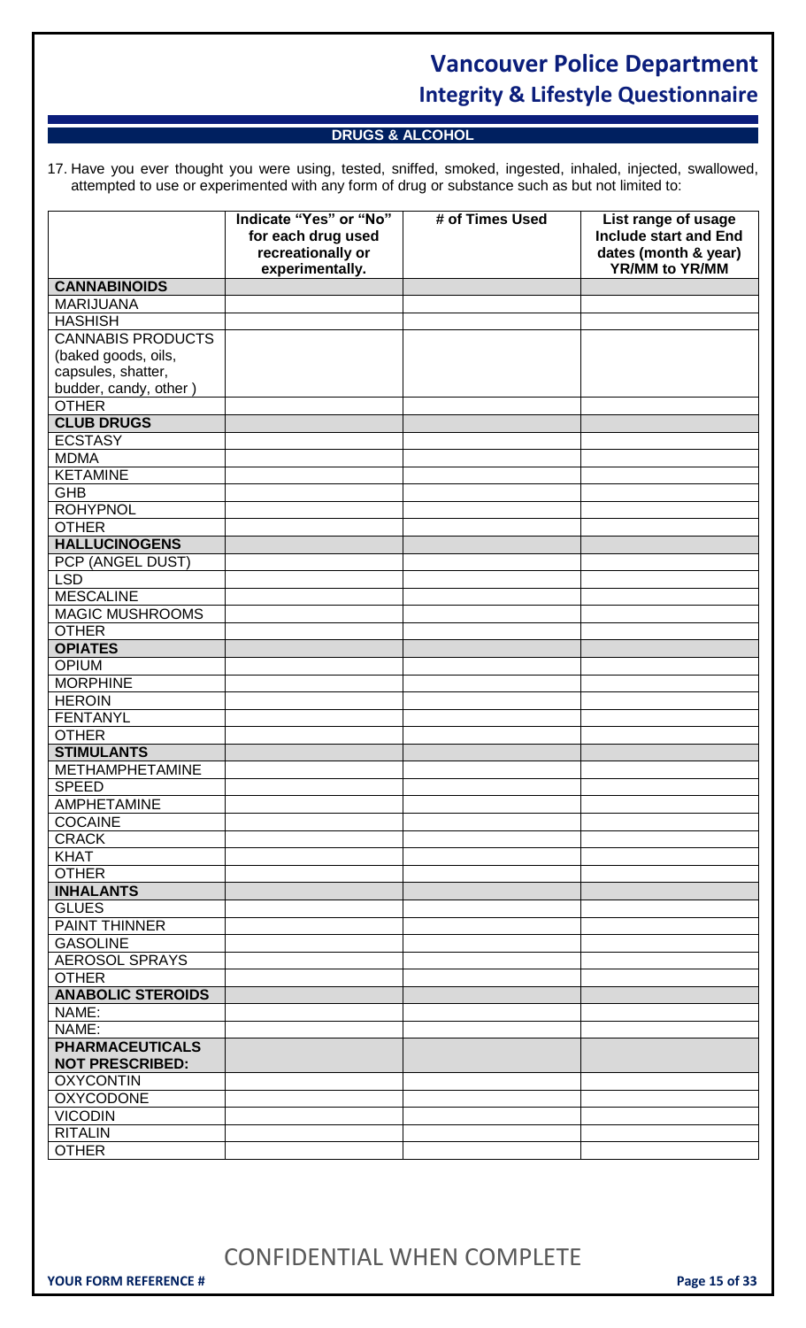## DRUGS & ALCOHOL

17. Have you ever thought you were using, tested, sniffed, smoked, ingested, inhaled, injected, swallowed, attempted to use or experimented with any form of drug or substance such as but not limited to:

| | Indicate "Yes" or "No" for each drug used recreationally or experimentally. | # of Times Used | List range of usage Include start and End dates (month & year) YR/MM to YR/MM |
|---|---|---|---|
| **CANNABINOIDS** | | | |
| MARIJUANA | | | |
| HASHISH | | | |
| CANNABIS PRODUCTS (baked goods, oils, capsules, shatter, budder, candy, other ) | | | |
| OTHER | | | |
| **CLUB DRUGS** | | | |
| ECSTASY | | | |
| MDMA | | | |
| KETAMINE | | | |
| GHB | | | |
| ROHYPNOL | | | |
| OTHER | | | |
| **HALLUCINOGENS** | | | |
| PCP (ANGEL DUST) | | | |
| LSD | | | |
| MESCALINE | | | |
| MAGIC MUSHROOMS | | | |
| OTHER | | | |
| **OPIATES** | | | |
| OPIUM | | | |
| MORPHINE | | | |
| HEROIN | | | |
| FENTANYL | | | |
| OTHER | | | |
| **STIMULANTS** | | | |
| METHAMPHETAMINE | | | |
| SPEED | | | |
| AMPHETAMINE | | | |
| COCAINE | | | |
| CRACK | | | |
| KHAT | | | |
| OTHER | | | |
| **INHALANTS** | | | |
| GLUES | | | |
| PAINT THINNER | | | |
| GASOLINE | | | |
| AEROSOL SPRAYS | | | |
| OTHER | | | |
| **ANABOLIC STEROIDS** | | | |
| NAME: | | | |
| NAME: | | | |
| **PHARMACEUTICALS NOT PRESCRIBED:** | | | |
| OXYCONTIN | | | |
| OXYCODONE | | | |
| VICODIN | | | |
| RITALIN | | | |
| OTHER | | | |

CONFIDENTIAL WHEN COMPLETE

**YOUR FORM REFERENCE #**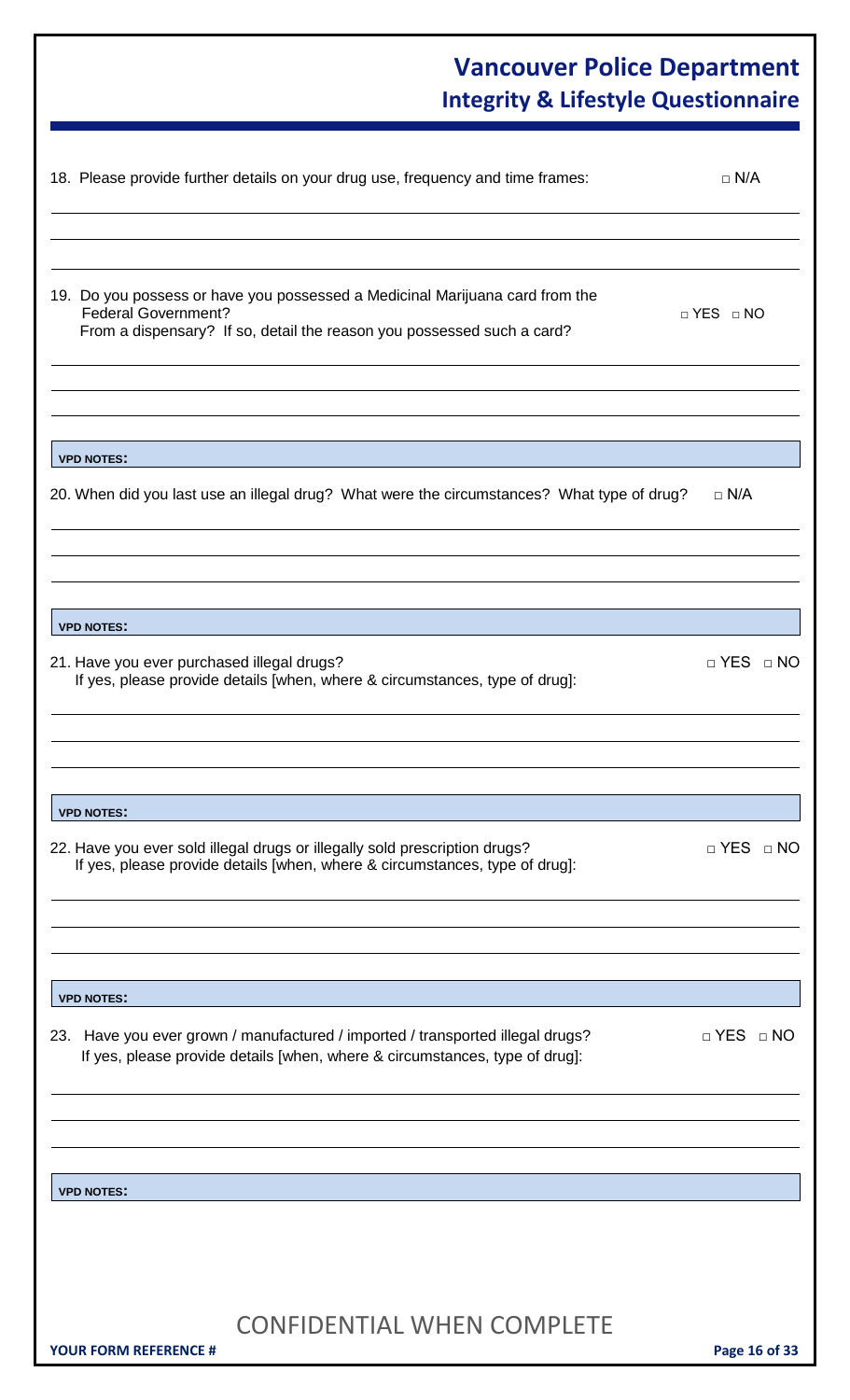18. Please provide further details on your drug use, frequency and time frames: □ N/A

19. Do you possess or have you possessed a Medicinal Marijuana card from the Federal Government? □ YES □ NO
    From a dispensary? If so, detail the reason you possessed such a card?

**VPD NOTES:**

20. When did you last use an illegal drug? What were the circumstances? What type of drug? □ N/A

**VPD NOTES:**

21. Have you ever purchased illegal drugs? □ YES □ NO
    If yes, please provide details [when, where & circumstances, type of drug]:

**VPD NOTES:**

22. Have you ever sold illegal drugs or illegally sold prescription drugs? □ YES □ NO
    If yes, please provide details [when, where & circumstances, type of drug]:

**VPD NOTES:**

23. Have you ever grown / manufactured / imported / transported illegal drugs? □ YES □ NO
    If yes, please provide details [when, where & circumstances, type of drug]:

**VPD NOTES:**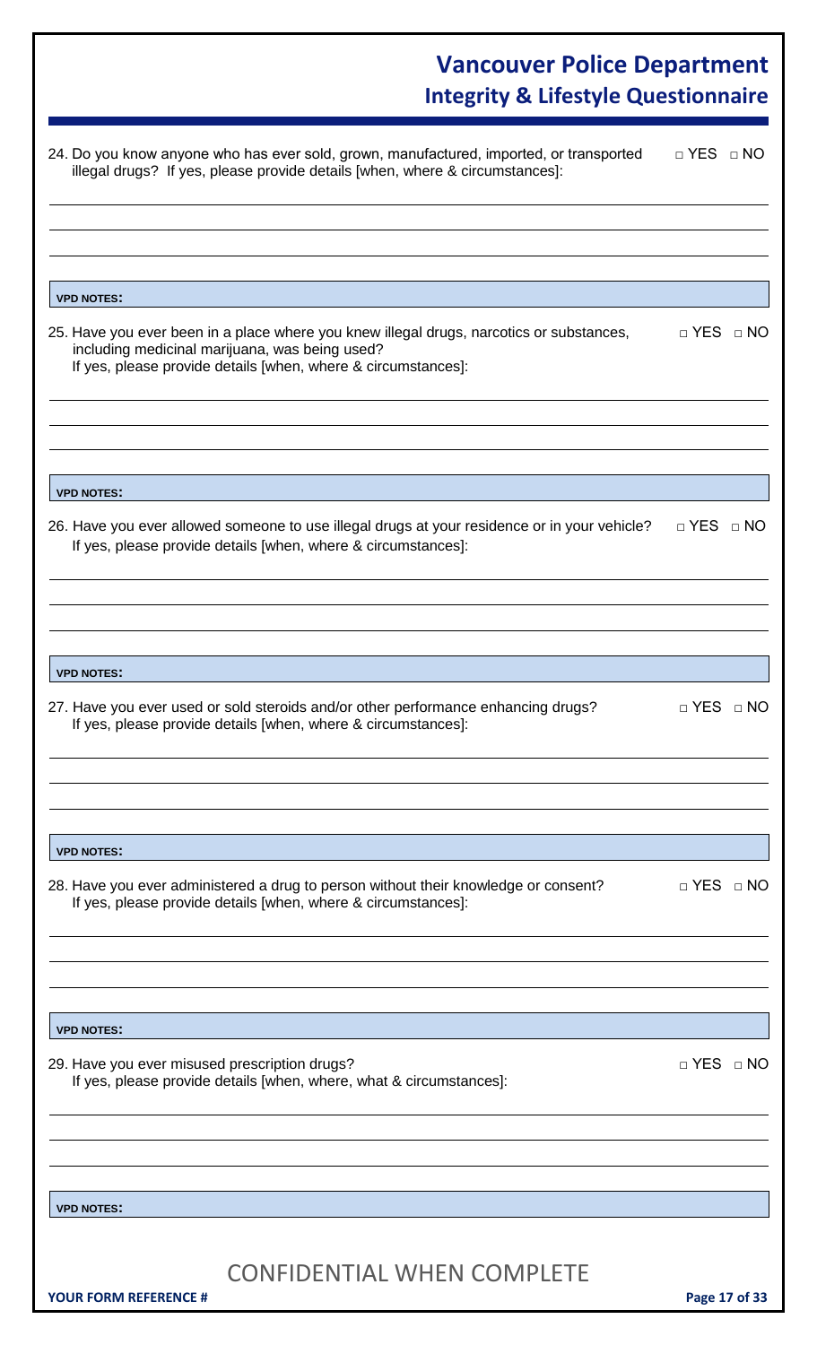24. Do you know anyone who has ever sold, grown, manufactured, imported, or transported illegal drugs? If yes, please provide details [when, where & circumstances]: □ YES □ NO

**VPD NOTES:**

25. Have you ever been in a place where you knew illegal drugs, narcotics or substances, including medicinal marijuana, was being used? If yes, please provide details [when, where & circumstances]: □ YES □ NO

**VPD NOTES:**

26. Have you ever allowed someone to use illegal drugs at your residence or in your vehicle? If yes, please provide details [when, where & circumstances]: □ YES □ NO

**VPD NOTES:**

27. Have you ever used or sold steroids and/or other performance enhancing drugs? If yes, please provide details [when, where & circumstances]: □ YES □ NO

**VPD NOTES:**

28. Have you ever administered a drug to person without their knowledge or consent? If yes, please provide details [when, where & circumstances]: □ YES □ NO

**VPD NOTES:**

29. Have you ever misused prescription drugs? If yes, please provide details [when, where, what & circumstances]: □ YES □ NO

**VPD NOTES:**

CONFIDENTIAL WHEN COMPLETE

**YOUR FORM REFERENCE #**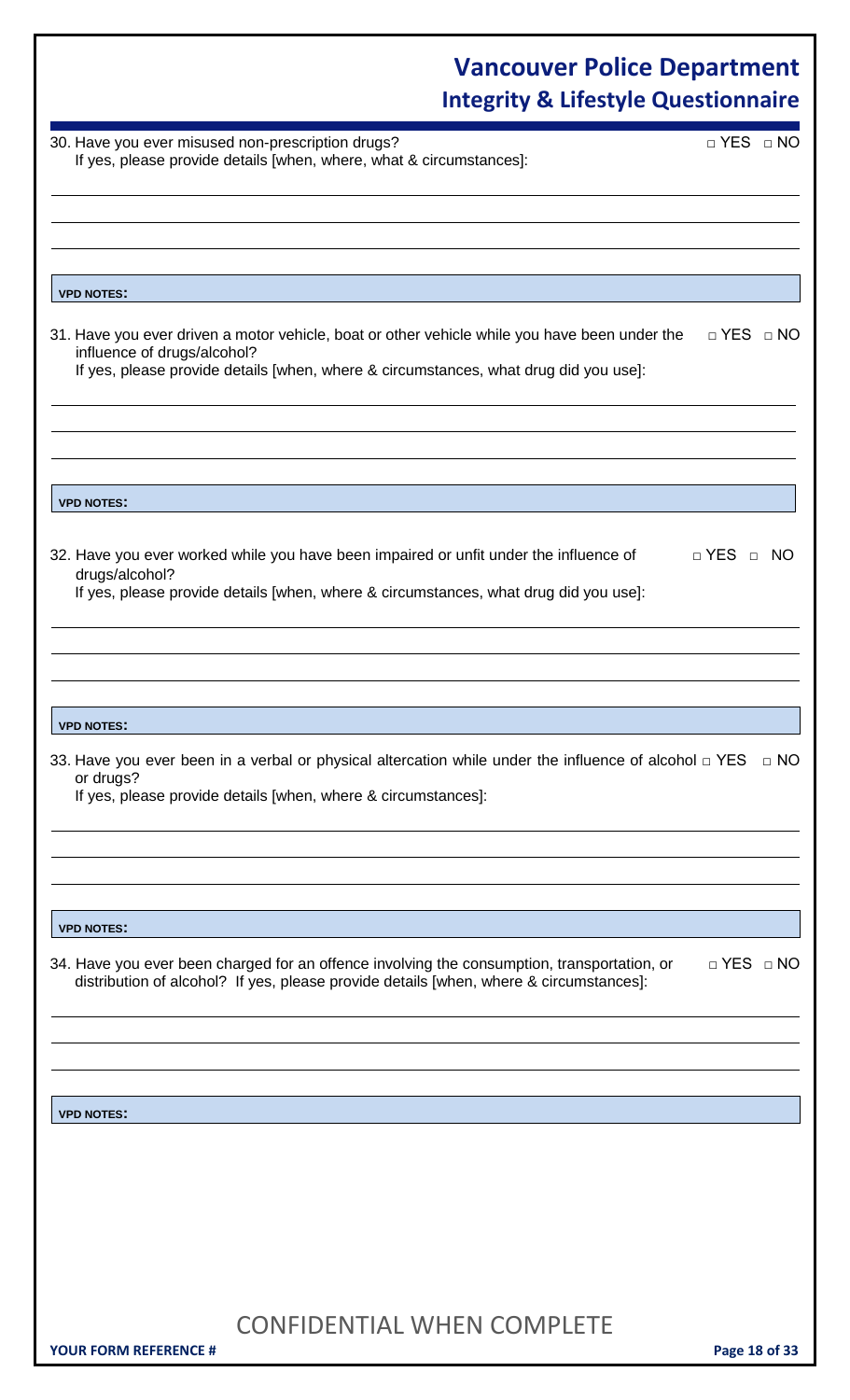30. Have you ever misused non-prescription drugs? □ YES □ NO
    If yes, please provide details [when, where, what & circumstances]:

**VPD NOTES:**

31. Have you ever driven a motor vehicle, boat or other vehicle while you have been under the influence of drugs/alcohol? □ YES □ NO
    If yes, please provide details [when, where & circumstances, what drug did you use]:

**VPD NOTES:**

32. Have you ever worked while you have been impaired or unfit under the influence of drugs/alcohol? □ YES □ NO
    If yes, please provide details [when, where & circumstances, what drug did you use]:

**VPD NOTES:**

33. Have you ever been in a verbal or physical altercation while under the influence of alcohol or drugs? □ YES □ NO
    If yes, please provide details [when, where & circumstances]:

**VPD NOTES:**

34. Have you ever been charged for an offence involving the consumption, transportation, or distribution of alcohol? If yes, please provide details [when, where & circumstances]: □ YES □ NO

**VPD NOTES:**

CONFIDENTIAL WHEN COMPLETE

**YOUR FORM REFERENCE #**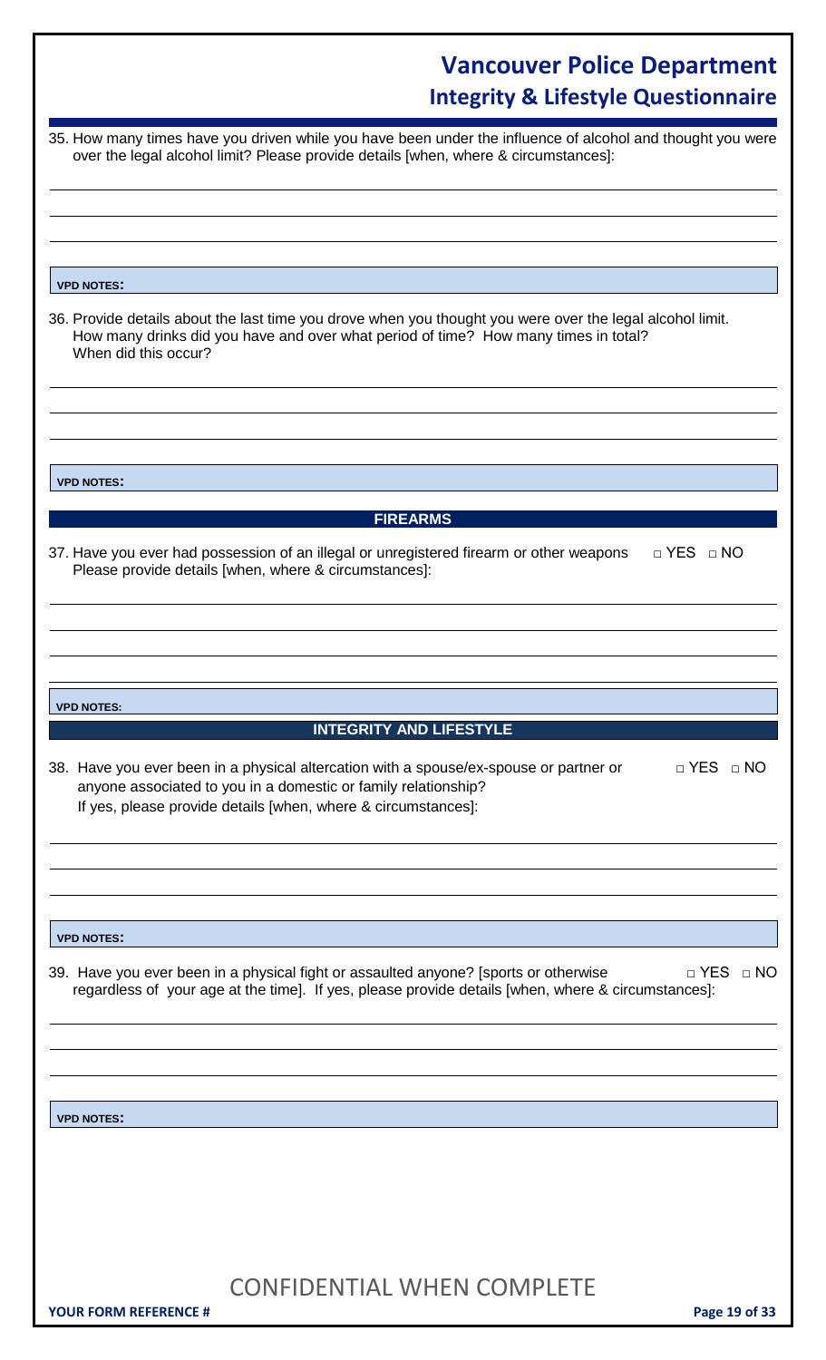35. How many times have you driven while you have been under the influence of alcohol and thought you were over the legal alcohol limit? Please provide details [when, where & circumstances]:

**VPD NOTES:**

36. Provide details about the last time you drove when you thought you were over the legal alcohol limit. How many drinks did you have and over what period of time? How many times in total? When did this occur?

**VPD NOTES:**

## FIREARMS

37. Have you ever had possession of an illegal or unregistered firearm or other weapons □ YES □ NO
Please provide details [when, where & circumstances]:

**VPD NOTES:**

## INTEGRITY AND LIFESTYLE

38. Have you ever been in a physical altercation with a spouse/ex-spouse or partner or anyone associated to you in a domestic or family relationship? □ YES □ NO
If yes, please provide details [when, where & circumstances]:

**VPD NOTES:**

39. Have you ever been in a physical fight or assaulted anyone? [sports or otherwise regardless of your age at the time]. If yes, please provide details [when, where & circumstances]: □ YES □ NO

**VPD NOTES:**

CONFIDENTIAL WHEN COMPLETE

**YOUR FORM REFERENCE #**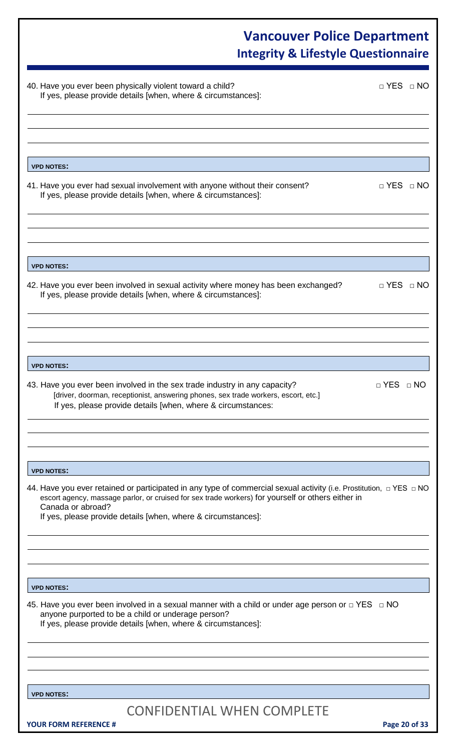40. Have you ever been physically violent toward a child? □ YES □ NO
 If yes, please provide details [when, where & circumstances]:

**VPD NOTES:**

41. Have you ever had sexual involvement with anyone without their consent? □ YES □ NO
 If yes, please provide details [when, where & circumstances]:

**VPD NOTES:**

42. Have you ever been involved in sexual activity where money has been exchanged? □ YES □ NO
 If yes, please provide details [when, where & circumstances]:

**VPD NOTES:**

43. Have you ever been involved in the sex trade industry in any capacity? □ YES □ NO
 [driver, doorman, receptionist, answering phones, sex trade workers, escort, etc.]
 If yes, please provide details [when, where & circumstances:

**VPD NOTES:**

44. Have you ever retained or participated in any type of commercial sexual activity (i.e. Prostitution, escort agency, massage parlor, or cruised for sex trade workers) for yourself or others either in Canada or abroad? □ YES □ NO
 If yes, please provide details [when, where & circumstances]:

**VPD NOTES:**

45. Have you ever been involved in a sexual manner with a child or under age person or anyone purported to be a child or underage person? □ YES □ NO
 If yes, please provide details [when, where & circumstances]:

**VPD NOTES:**

CONFIDENTIAL WHEN COMPLETE

**YOUR FORM REFERENCE #**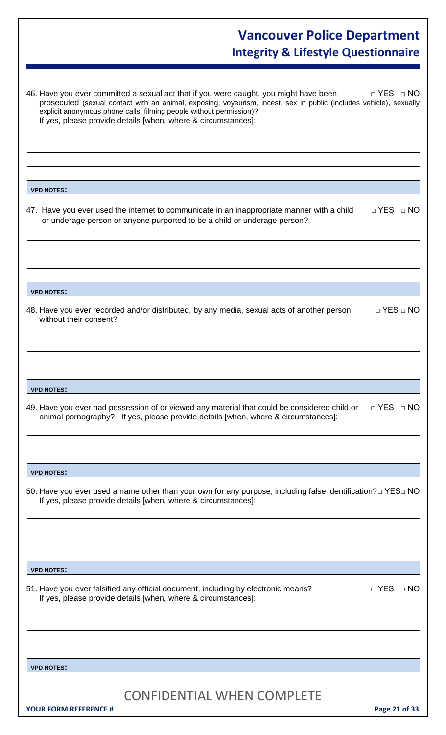46. Have you ever committed a sexual act that if you were caught, you might have been prosecuted (sexual contact with an animal, exposing, voyeurism, incest, sex in public (includes vehicle), sexually explicit anonymous phone calls, filming people without permission)? □ YES □ NO
If yes, please provide details [when, where & circumstances]:

**VPD NOTES:**

47. Have you ever used the internet to communicate in an inappropriate manner with a child or underage person or anyone purported to be a child or underage person? □ YES □ NO

**VPD NOTES:**

48. Have you ever recorded and/or distributed, by any media, sexual acts of another person without their consent? □ YES □ NO

**VPD NOTES:**

49. Have you ever had possession of or viewed any material that could be considered child or animal pornography? If yes, please provide details [when, where & circumstances]: □ YES □ NO

**VPD NOTES:**

50. Have you ever used a name other than your own for any purpose, including false identification? □ YES □ NO
If yes, please provide details [when, where & circumstances]:

**VPD NOTES:**

51. Have you ever falsified any official document, including by electronic means? □ YES □ NO
If yes, please provide details [when, where & circumstances]:

**VPD NOTES:**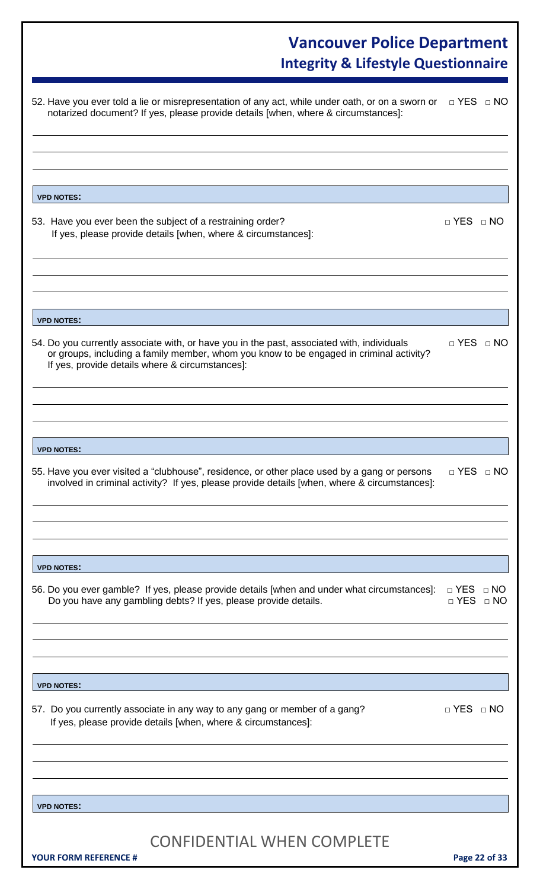52. Have you ever told a lie or misrepresentation of any act, while under oath, or on a sworn or notarized document? If yes, please provide details [when, where & circumstances]: □ YES □ NO

**VPD NOTES:**

53. Have you ever been the subject of a restraining order? □ YES □ NO
    If yes, please provide details [when, where & circumstances]:

**VPD NOTES:**

54. Do you currently associate with, or have you in the past, associated with, individuals or groups, including a family member, whom you know to be engaged in criminal activity? If yes, provide details where & circumstances]: □ YES □ NO

**VPD NOTES:**

55. Have you ever visited a "clubhouse", residence, or other place used by a gang or persons involved in criminal activity? If yes, please provide details [when, where & circumstances]: □ YES □ NO

**VPD NOTES:**

56. Do you ever gamble? If yes, please provide details [when and under what circumstances]: □ YES □ NO
    Do you have any gambling debts? If yes, please provide details. □ YES □ NO

**VPD NOTES:**

57. Do you currently associate in any way to any gang or member of a gang? □ YES □ NO
    If yes, please provide details [when, where & circumstances]:

**VPD NOTES:**

CONFIDENTIAL WHEN COMPLETE

**YOUR FORM REFERENCE #**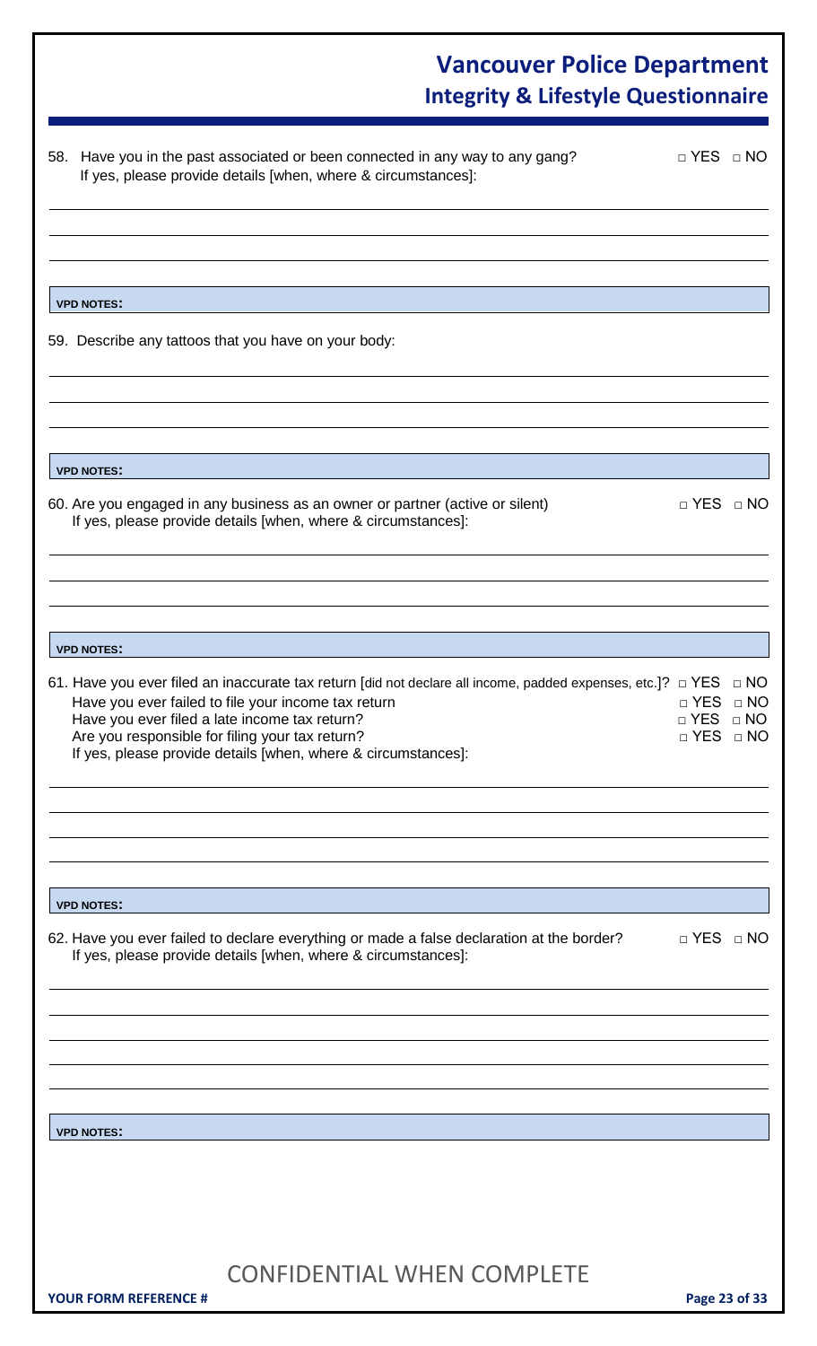58. Have you in the past associated or been connected in any way to any gang? □ YES □ NO
If yes, please provide details [when, where & circumstances]:

**VPD NOTES:**

59. Describe any tattoos that you have on your body:

**VPD NOTES:**

60. Are you engaged in any business as an owner or partner (active or silent) □ YES □ NO
If yes, please provide details [when, where & circumstances]:

**VPD NOTES:**

61. Have you ever filed an inaccurate tax return [did not declare all income, padded expenses, etc.]? □ YES □ NO
Have you ever failed to file your income tax return □ YES □ NO
Have you ever filed a late income tax return? □ YES □ NO
Are you responsible for filing your tax return? □ YES □ NO
If yes, please provide details [when, where & circumstances]:

**VPD NOTES:**

62. Have you ever failed to declare everything or made a false declaration at the border? □ YES □ NO
If yes, please provide details [when, where & circumstances]:

**VPD NOTES:**

CONFIDENTIAL WHEN COMPLETE

**YOUR FORM REFERENCE #**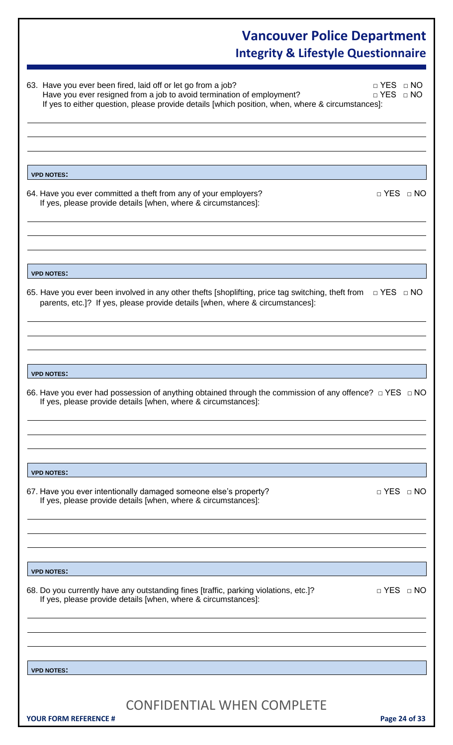63. Have you ever been fired, laid off or let go from a job? □ YES □ NO
Have you ever resigned from a job to avoid termination of employment? □ YES □ NO
If yes to either question, please provide details [which position, when, where & circumstances]:

**VPD NOTES:**

64. Have you ever committed a theft from any of your employers? □ YES □ NO
If yes, please provide details [when, where & circumstances]:

**VPD NOTES:**

65. Have you ever been involved in any other thefts [shoplifting, price tag switching, theft from parents, etc.]? If yes, please provide details [when, where & circumstances]: □ YES □ NO

**VPD NOTES:**

66. Have you ever had possession of anything obtained through the commission of any offence? □ YES □ NO
If yes, please provide details [when, where & circumstances]:

**VPD NOTES:**

67. Have you ever intentionally damaged someone else's property? □ YES □ NO
If yes, please provide details [when, where & circumstances]:

**VPD NOTES:**

68. Do you currently have any outstanding fines [traffic, parking violations, etc.]? □ YES □ NO
If yes, please provide details [when, where & circumstances]:

**VPD NOTES:**

CONFIDENTIAL WHEN COMPLETE

**YOUR FORM REFERENCE #**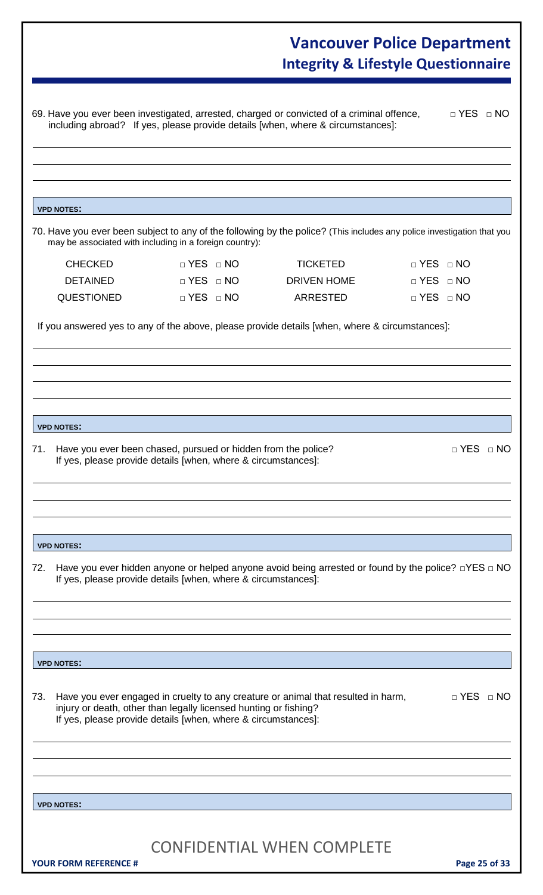69. Have you ever been investigated, arrested, charged or convicted of a criminal offence, including abroad? If yes, please provide details [when, where & circumstances]: □ YES □ NO

**VPD NOTES:**

70. Have you ever been subject to any of the following by the police? (This includes any police investigation that you may be associated with including in a foreign country):

| | | | |
|---|---|---|---|
| CHECKED | □ YES □ NO | TICKETED | □ YES □ NO |
| DETAINED | □ YES □ NO | DRIVEN HOME | □ YES □ NO |
| QUESTIONED | □ YES □ NO | ARRESTED | □ YES □ NO |

If you answered yes to any of the above, please provide details [when, where & circumstances]:

**VPD NOTES:**

71. Have you ever been chased, pursued or hidden from the police? □ YES □ NO
If yes, please provide details [when, where & circumstances]:

**VPD NOTES:**

72. Have you ever hidden anyone or helped anyone avoid being arrested or found by the police? □YES □ NO
If yes, please provide details [when, where & circumstances]:

**VPD NOTES:**

73. Have you ever engaged in cruelty to any creature or animal that resulted in harm, injury or death, other than legally licensed hunting or fishing? □ YES □ NO
If yes, please provide details [when, where & circumstances]:

**VPD NOTES:**

CONFIDENTIAL WHEN COMPLETE

**YOUR FORM REFERENCE #**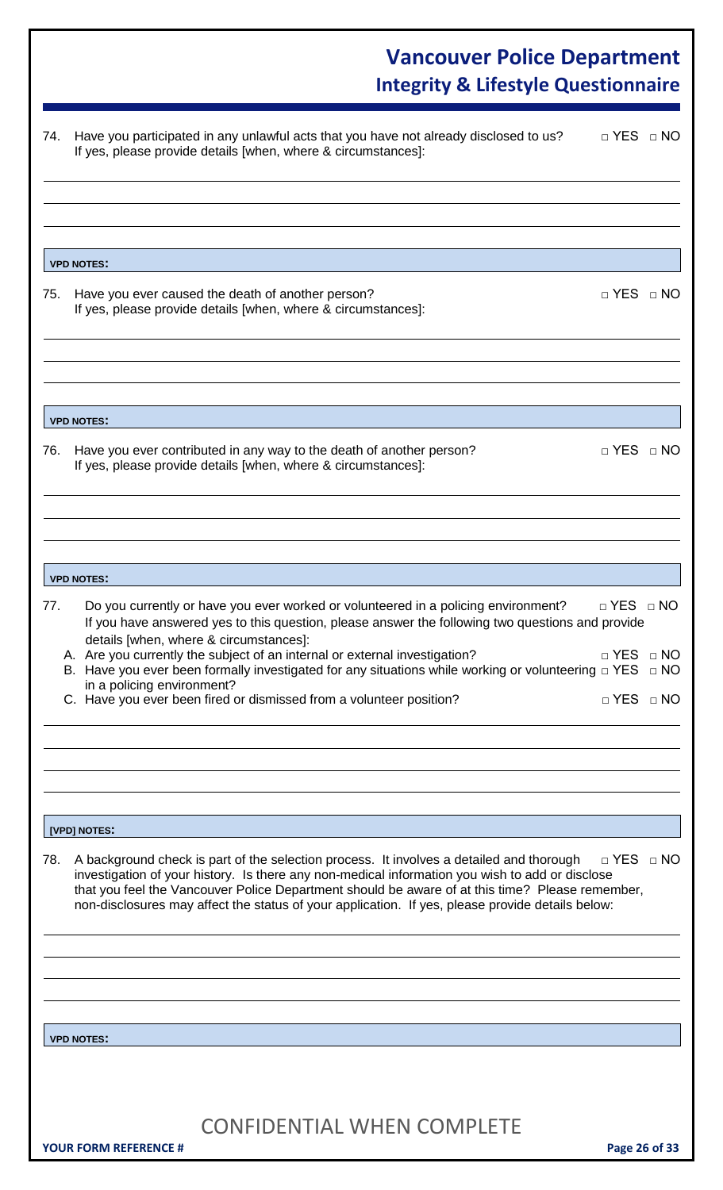74. Have you participated in any unlawful acts that you have not already disclosed to us? □ YES □ NO
If yes, please provide details [when, where & circumstances]:

**VPD NOTES:**

75. Have you ever caused the death of another person? □ YES □ NO
If yes, please provide details [when, where & circumstances]:

**VPD NOTES:**

76. Have you ever contributed in any way to the death of another person? □ YES □ NO
If yes, please provide details [when, where & circumstances]:

**VPD NOTES:**

77. Do you currently or have you ever worked or volunteered in a policing environment? □ YES □ NO
If you have answered yes to this question, please answer the following two questions and provide details [when, where & circumstances]:
   A. Are you currently the subject of an internal or external investigation? □ YES □ NO
   B. Have you ever been formally investigated for any situations while working or volunteering in a policing environment? □ YES □ NO
   C. Have you ever been fired or dismissed from a volunteer position? □ YES □ NO

**[VPD] NOTES:**

78. A background check is part of the selection process. It involves a detailed and thorough investigation of your history. Is there any non-medical information you wish to add or disclose that you feel the Vancouver Police Department should be aware of at this time? Please remember, non-disclosures may affect the status of your application. If yes, please provide details below: □ YES □ NO

**VPD NOTES:**

CONFIDENTIAL WHEN COMPLETE

**YOUR FORM REFERENCE #**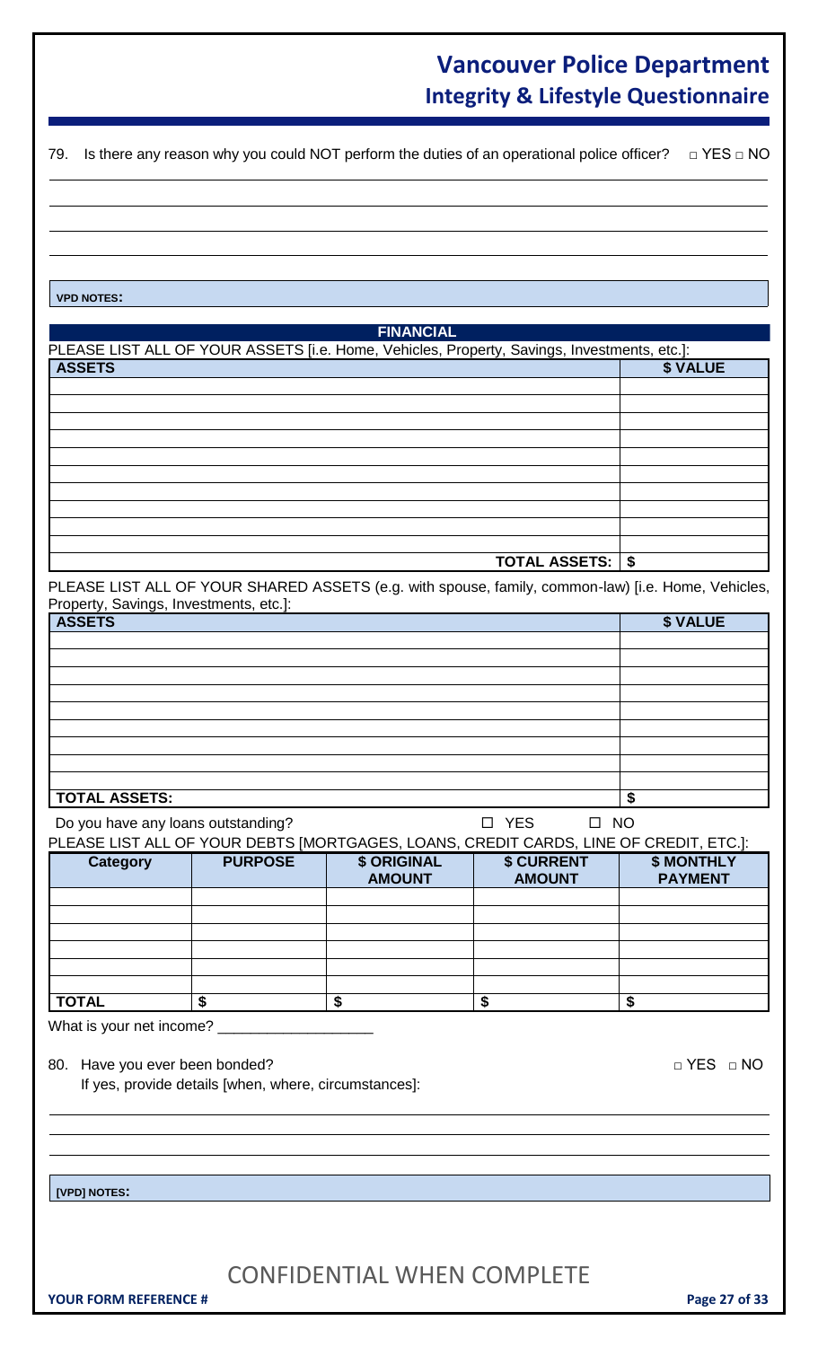79. Is there any reason why you could NOT perform the duties of an operational police officer? □ YES □ NO

**VPD NOTES:**

## FINANCIAL

PLEASE LIST ALL OF YOUR ASSETS [i.e. Home, Vehicles, Property, Savings, Investments, etc.]:

| ASSETS | $ VALUE |
|---|---|
| | |
| | |
| | |
| | |
| | |
| | |
| | |
| | |
| | |
| | |
| TOTAL ASSETS: | $ |

PLEASE LIST ALL OF YOUR SHARED ASSETS (e.g. with spouse, family, common-law) [i.e. Home, Vehicles, Property, Savings, Investments, etc.]:

| ASSETS | $ VALUE |
|---|---|
| | |
| | |
| | |
| | |
| | |
| | |
| | |
| | |
| | |
| TOTAL ASSETS: | $ |

Do you have any loans outstanding? ☐ YES ☐ NO

PLEASE LIST ALL OF YOUR DEBTS [MORTGAGES, LOANS, CREDIT CARDS, LINE OF CREDIT, ETC.]:

| Category | PURPOSE | $ ORIGINAL AMOUNT | $ CURRENT AMOUNT | $ MONTHLY PAYMENT |
|---|---|---|---|---|
| | | | | |
| | | | | |
| | | | | |
| | | | | |
| | | | | |
| | | | | |
| TOTAL | $ | $ | $ | $ |

What is your net income? ___________________

80. Have you ever been bonded? □ YES □ NO

If yes, provide details [when, where, circumstances]:

**[VPD] NOTES:**

CONFIDENTIAL WHEN COMPLETE

**YOUR FORM REFERENCE #**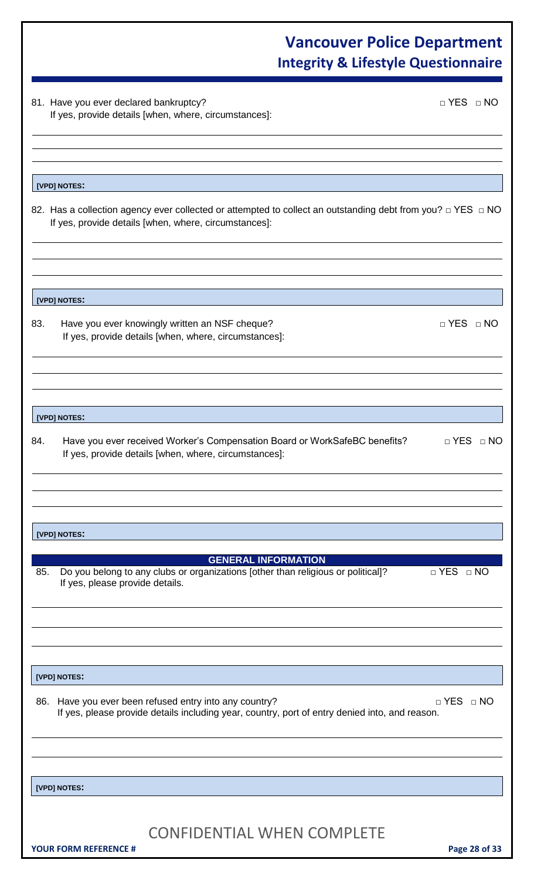81. Have you ever declared bankruptcy? □ YES □ NO
If yes, provide details [when, where, circumstances]:

**[VPD] NOTES:**

82. Has a collection agency ever collected or attempted to collect an outstanding debt from you? □ YES □ NO
If yes, provide details [when, where, circumstances]:

**[VPD] NOTES:**

83. Have you ever knowingly written an NSF cheque? □ YES □ NO
If yes, provide details [when, where, circumstances]:

**[VPD] NOTES:**

84. Have you ever received Worker's Compensation Board or WorkSafeBC benefits? □ YES □ NO
If yes, provide details [when, where, circumstances]:

**[VPD] NOTES:**

## GENERAL INFORMATION

85. Do you belong to any clubs or organizations [other than religious or political]? □ YES □ NO
If yes, please provide details.

**[VPD] NOTES:**

86. Have you ever been refused entry into any country? □ YES □ NO
If yes, please provide details including year, country, port of entry denied into, and reason.

**[VPD] NOTES:**

CONFIDENTIAL WHEN COMPLETE

**YOUR FORM REFERENCE #**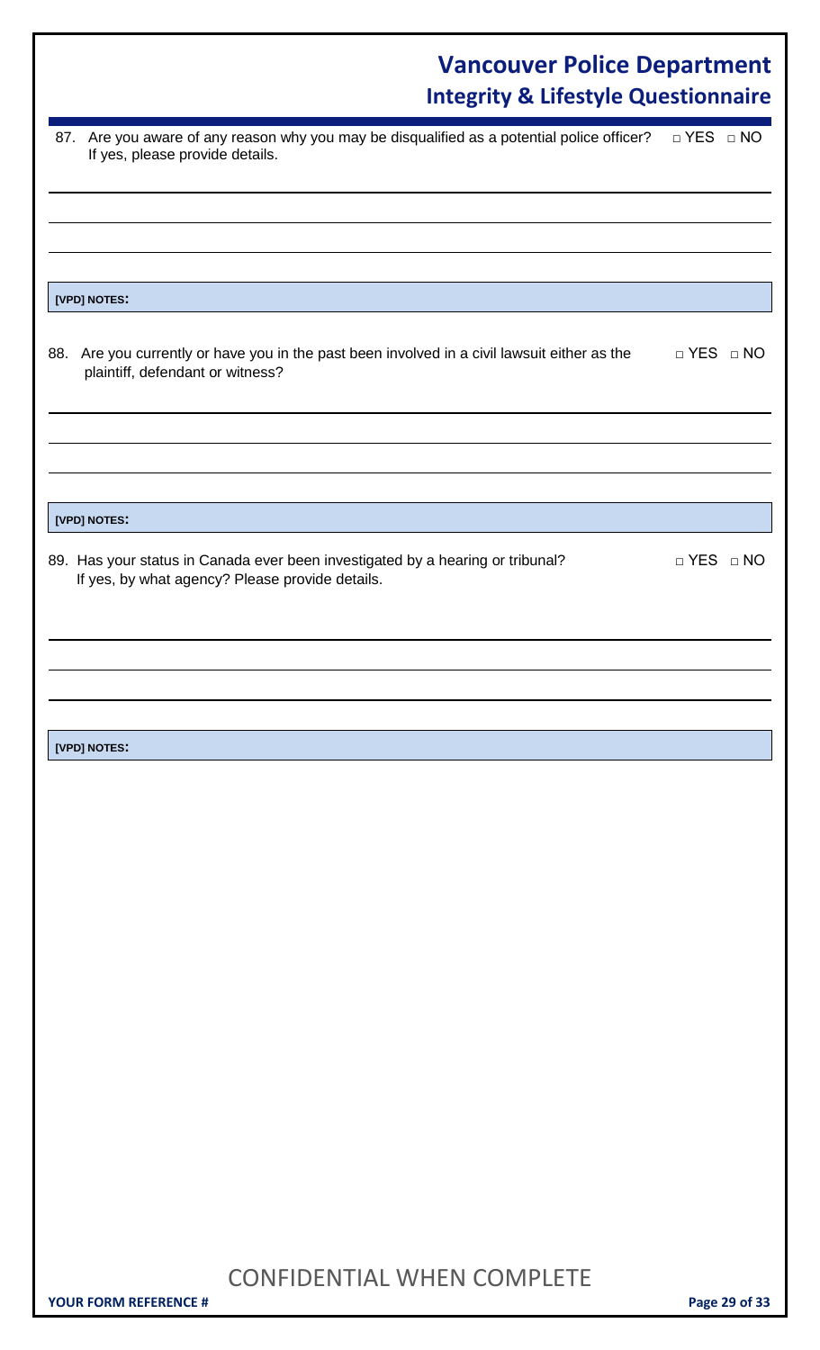87. Are you aware of any reason why you may be disqualified as a potential police officer? □ YES □ NO
If yes, please provide details.

**[VPD] NOTES:**

88. Are you currently or have you in the past been involved in a civil lawsuit either as the plaintiff, defendant or witness? □ YES □ NO

**[VPD] NOTES:**

89. Has your status in Canada ever been investigated by a hearing or tribunal? □ YES □ NO
If yes, by what agency? Please provide details.

**[VPD] NOTES:**

CONFIDENTIAL WHEN COMPLETE

**YOUR FORM REFERENCE #**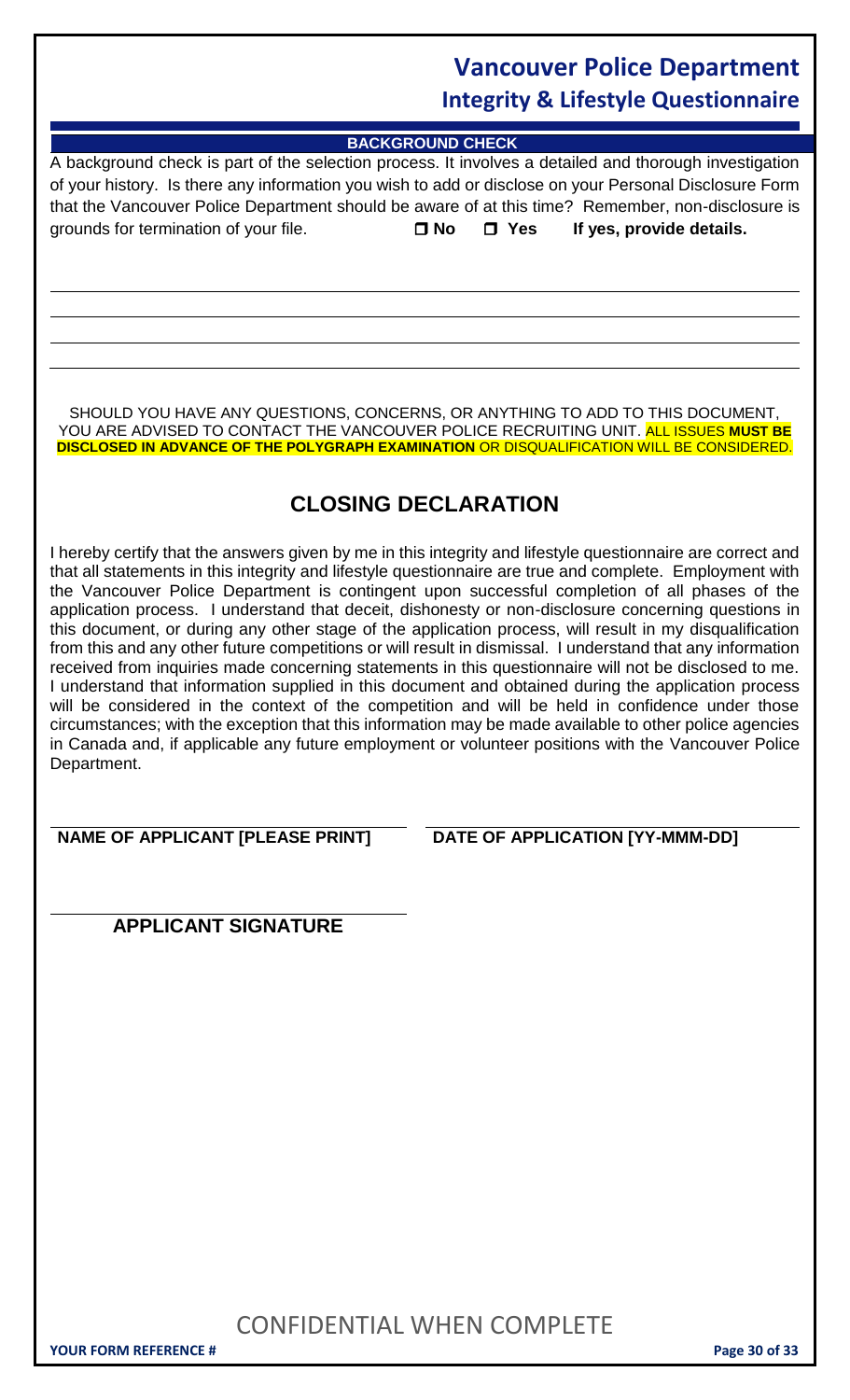**BACKGROUND CHECK**

A background check is part of the selection process. It involves a detailed and thorough investigation of your history. Is there any information you wish to add or disclose on your Personal Disclosure Form that the Vancouver Police Department should be aware of at this time? Remember, non-disclosure is grounds for termination of your file. ☐ **No** ☐ **Yes** **If yes, provide details.**

SHOULD YOU HAVE ANY QUESTIONS, CONCERNS, OR ANYTHING TO ADD TO THIS DOCUMENT, YOU ARE ADVISED TO CONTACT THE VANCOUVER POLICE RECRUITING UNIT. ALL ISSUES **MUST BE DISCLOSED IN ADVANCE OF THE POLYGRAPH EXAMINATION** OR DISQUALIFICATION WILL BE CONSIDERED.

## CLOSING DECLARATION

I hereby certify that the answers given by me in this integrity and lifestyle questionnaire are correct and that all statements in this integrity and lifestyle questionnaire are true and complete. Employment with the Vancouver Police Department is contingent upon successful completion of all phases of the application process. I understand that deceit, dishonesty or non-disclosure concerning questions in this document, or during any other stage of the application process, will result in my disqualification from this and any other future competitions or will result in dismissal. I understand that any information received from inquiries made concerning statements in this questionnaire will not be disclosed to me. I understand that information supplied in this document and obtained during the application process will be considered in the context of the competition and will be held in confidence under those circumstances; with the exception that this information may be made available to other police agencies in Canada and, if applicable any future employment or volunteer positions with the Vancouver Police Department.

**NAME OF APPLICANT [PLEASE PRINT]** **DATE OF APPLICATION [YY-MMM-DD]**

**APPLICANT SIGNATURE**

CONFIDENTIAL WHEN COMPLETE

**YOUR FORM REFERENCE #**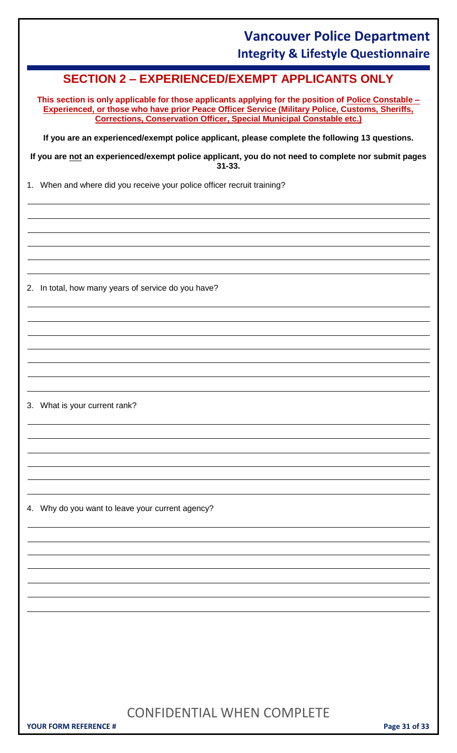## SECTION 2 – EXPERIENCED/EXEMPT APPLICANTS ONLY

**This section is only applicable for those applicants applying for the position of Police Constable – Experienced, or those who have prior Peace Officer Service (Military Police, Customs, Sheriffs, Corrections, Conservation Officer, Special Municipal Constable etc.)**

**If you are an experienced/exempt police applicant, please complete the following 13 questions.**

**If you are not an experienced/exempt police applicant, you do not need to complete nor submit pages 31-33.**

1. When and where did you receive your police officer recruit training?

2. In total, how many years of service do you have?

3. What is your current rank?

4. Why do you want to leave your current agency?

CONFIDENTIAL WHEN COMPLETE

**YOUR FORM REFERENCE #**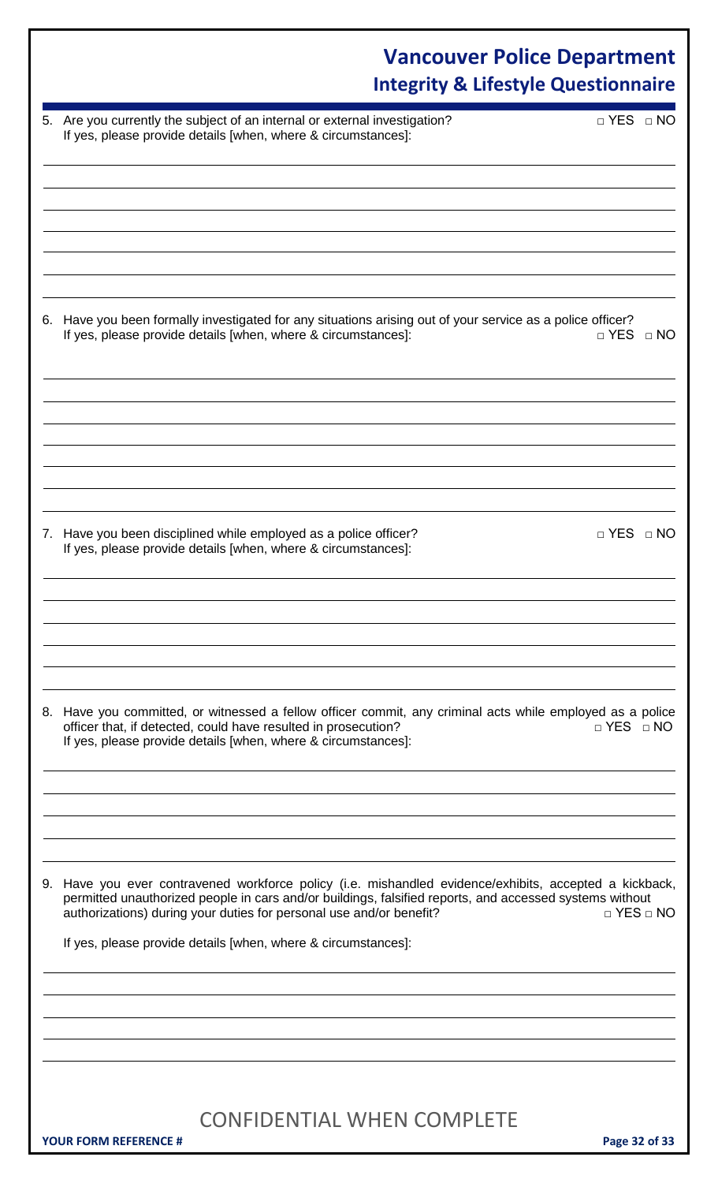5. Are you currently the subject of an internal or external investigation? □ YES □ NO
   If yes, please provide details [when, where & circumstances]:

6. Have you been formally investigated for any situations arising out of your service as a police officer?
   If yes, please provide details [when, where & circumstances]: □ YES □ NO

7. Have you been disciplined while employed as a police officer? □ YES □ NO
   If yes, please provide details [when, where & circumstances]:

8. Have you committed, or witnessed a fellow officer commit, any criminal acts while employed as a police officer that, if detected, could have resulted in prosecution? □ YES □ NO
   If yes, please provide details [when, where & circumstances]:

9. Have you ever contravened workforce policy (i.e. mishandled evidence/exhibits, accepted a kickback, permitted unauthorized people in cars and/or buildings, falsified reports, and accessed systems without authorizations) during your duties for personal use and/or benefit? □ YES □ NO

   If yes, please provide details [when, where & circumstances]:

CONFIDENTIAL WHEN COMPLETE

**YOUR FORM REFERENCE #**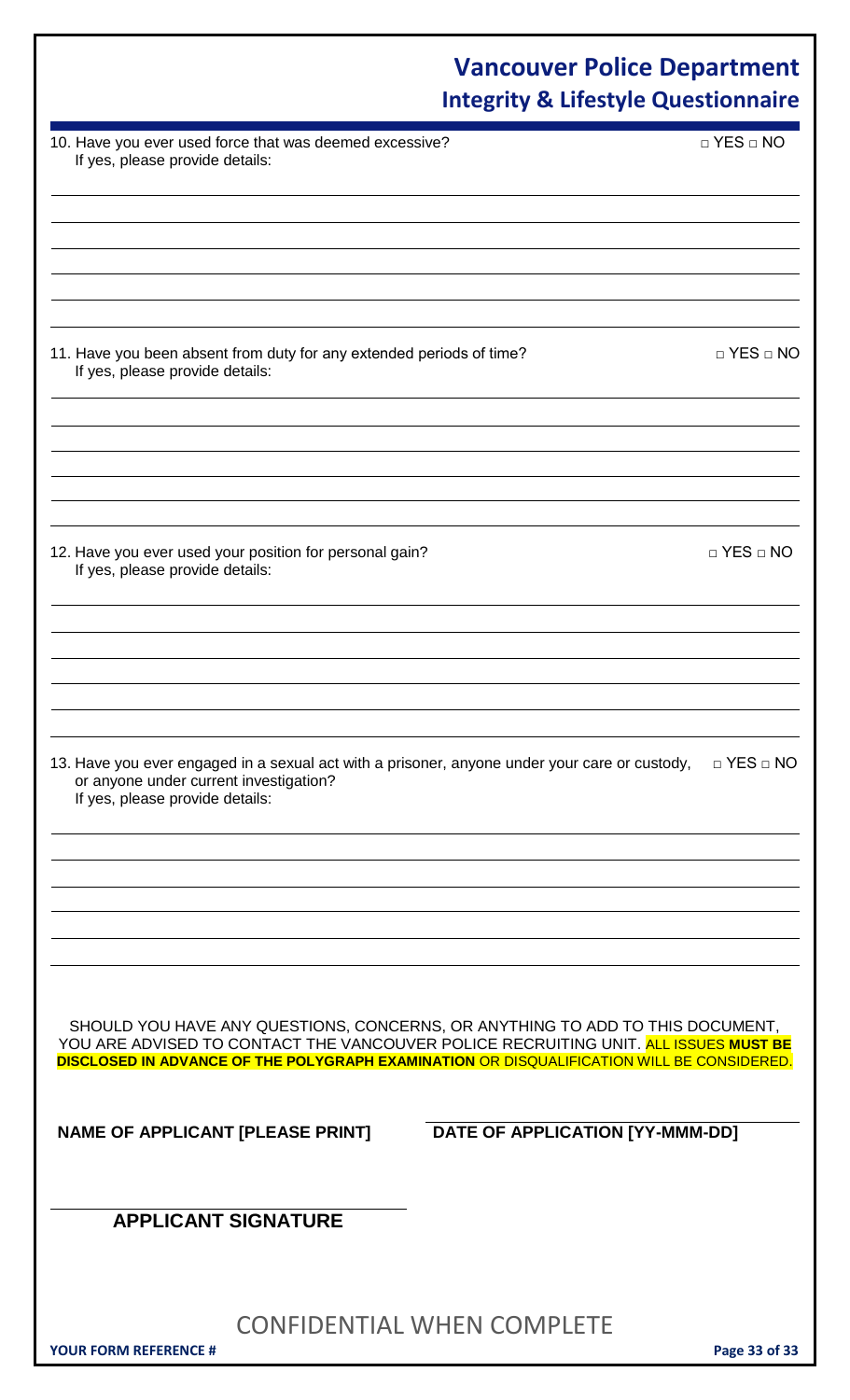10. Have you ever used force that was deemed excessive? □ YES □ NO
    If yes, please provide details:

11. Have you been absent from duty for any extended periods of time? □ YES □ NO
    If yes, please provide details:

12. Have you ever used your position for personal gain? □ YES □ NO
    If yes, please provide details:

13. Have you ever engaged in a sexual act with a prisoner, anyone under your care or custody, or anyone under current investigation? □ YES □ NO
    If yes, please provide details:

SHOULD YOU HAVE ANY QUESTIONS, CONCERNS, OR ANYTHING TO ADD TO THIS DOCUMENT, YOU ARE ADVISED TO CONTACT THE VANCOUVER POLICE RECRUITING UNIT. ALL ISSUES **MUST BE DISCLOSED IN ADVANCE OF THE POLYGRAPH EXAMINATION** OR DISQUALIFICATION WILL BE CONSIDERED.

**NAME OF APPLICANT [PLEASE PRINT]**

**DATE OF APPLICATION [YY-MMM-DD]**

**APPLICANT SIGNATURE**

CONFIDENTIAL WHEN COMPLETE

**YOUR FORM REFERENCE #**